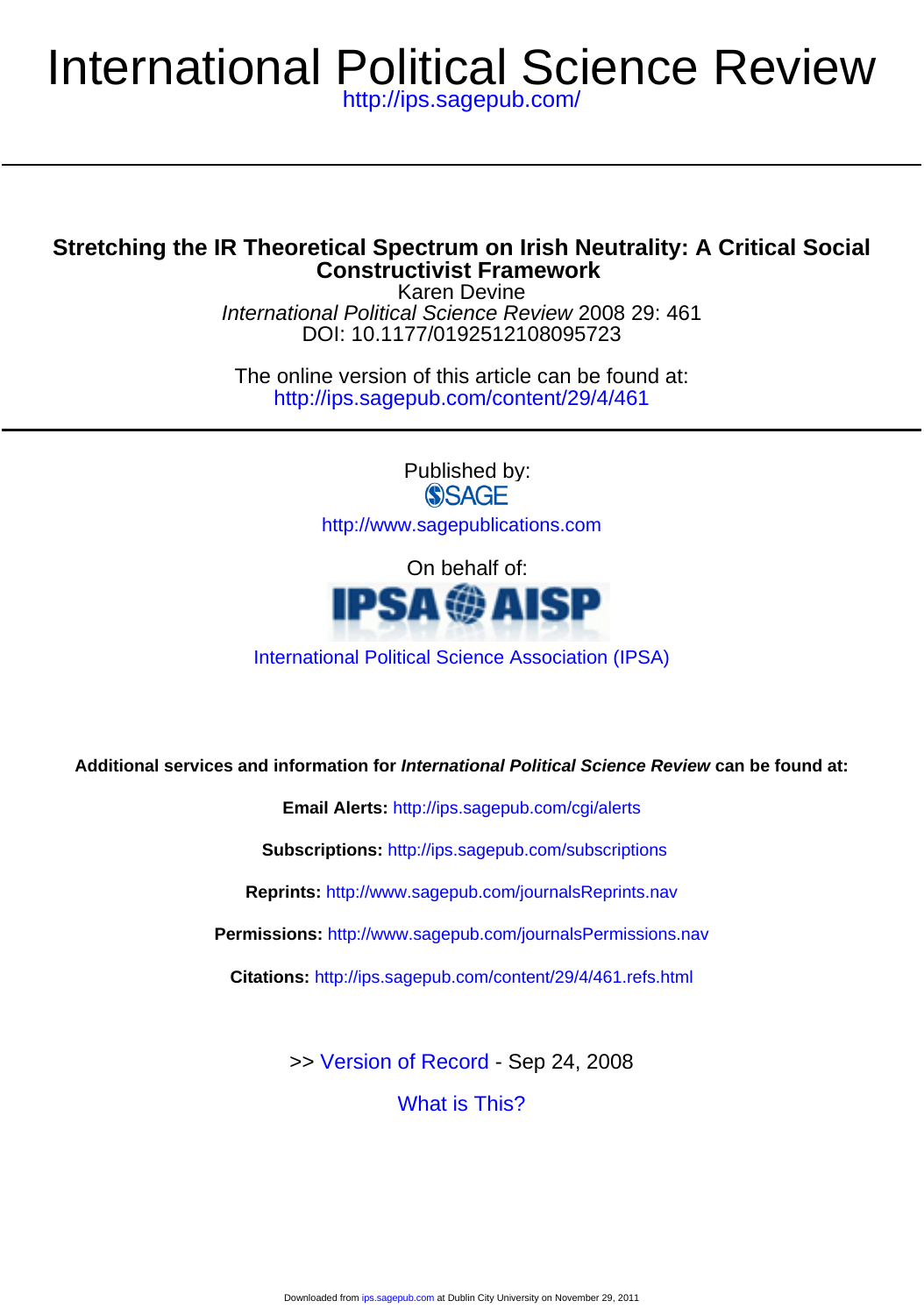# International Political Science Review

http://ips.sagepub.com/

## Stretching the IR Theoretical Spectrum on Irish Neutrality: A Critical Social Constructivist Framework

Karen Devine

*International Political Science Review* 2008 29: 461

DOI: 10.1177/0192512108095723

The online version of this article can be found at:

http://ips.sagepub.com/content/29/4/461

Published by:

SAGE

http://www.sagepublications.com

On behalf of:

IPSA AISP

International Political Science Association (IPSA)

**Additional services and information for *International Political Science Review* can be found at:**

**Email Alerts:** http://ips.sagepub.com/cgi/alerts

**Subscriptions:** http://ips.sagepub.com/subscriptions

**Reprints:** http://www.sagepub.com/journalsReprints.nav

**Permissions:** http://www.sagepub.com/journalsPermissions.nav

**Citations:** http://ips.sagepub.com/content/29/4/461.refs.html

>> Version of Record - Sep 24, 2008

What is This?

Downloaded from ips.sagepub.com at Dublin City University on November 29, 2011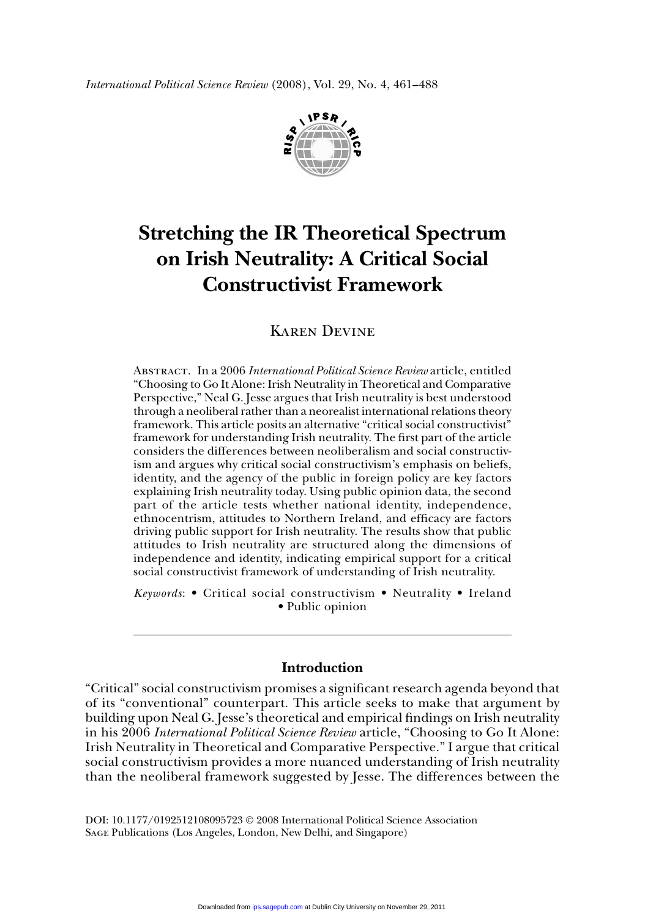*International Political Science Review* (2008), Vol. 29, No. 4, 461–488

# Stretching the IR Theoretical Spectrum on Irish Neutrality: A Critical Social Constructivist Framework

Karen Devine

Abstract. In a 2006 *International Political Science Review* article, entitled "Choosing to Go It Alone: Irish Neutrality in Theoretical and Comparative Perspective," Neal G. Jesse argues that Irish neutrality is best understood through a neoliberal rather than a neorealist international relations theory framework. This article posits an alternative "critical social constructivist" framework for understanding Irish neutrality. The first part of the article considers the differences between neoliberalism and social constructivism and argues why critical social constructivism's emphasis on beliefs, identity, and the agency of the public in foreign policy are key factors explaining Irish neutrality today. Using public opinion data, the second part of the article tests whether national identity, independence, ethnocentrism, attitudes to Northern Ireland, and efficacy are factors driving public support for Irish neutrality. The results show that public attitudes to Irish neutrality are structured along the dimensions of independence and identity, indicating empirical support for a critical social constructivist framework of understanding of Irish neutrality.

*Keywords*: • Critical social constructivism • Neutrality • Ireland • Public opinion

## Introduction

"Critical" social constructivism promises a significant research agenda beyond that of its "conventional" counterpart. This article seeks to make that argument by building upon Neal G. Jesse's theoretical and empirical findings on Irish neutrality in his 2006 *International Political Science Review* article, "Choosing to Go It Alone: Irish Neutrality in Theoretical and Comparative Perspective." I argue that critical social constructivism provides a more nuanced understanding of Irish neutrality than the neoliberal framework suggested by Jesse. The differences between the

DOI: 10.1177/0192512108095723 © 2008 International Political Science Association
Sage Publications (Los Angeles, London, New Delhi, and Singapore)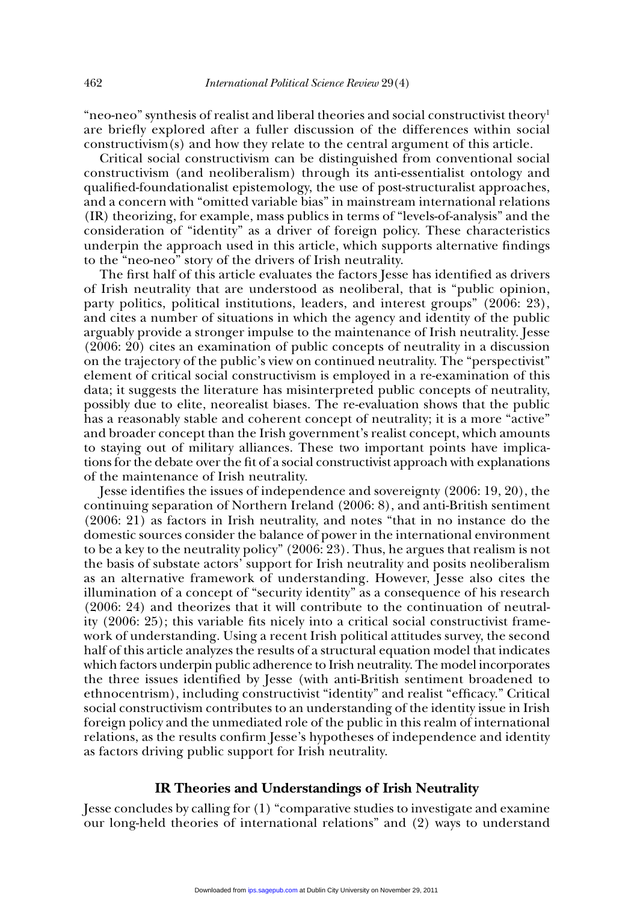"neo-neo" synthesis of realist and liberal theories and social constructivist theory[1] are briefly explored after a fuller discussion of the differences within social constructivism(s) and how they relate to the central argument of this article.

Critical social constructivism can be distinguished from conventional social constructivism (and neoliberalism) through its anti-essentialist ontology and qualified-foundationalist epistemology, the use of post-structuralist approaches, and a concern with "omitted variable bias" in mainstream international relations (IR) theorizing, for example, mass publics in terms of "levels-of-analysis" and the consideration of "identity" as a driver of foreign policy. These characteristics underpin the approach used in this article, which supports alternative findings to the "neo-neo" story of the drivers of Irish neutrality.

The first half of this article evaluates the factors Jesse has identified as drivers of Irish neutrality that are understood as neoliberal, that is "public opinion, party politics, political institutions, leaders, and interest groups" (2006: 23), and cites a number of situations in which the agency and identity of the public arguably provide a stronger impulse to the maintenance of Irish neutrality. Jesse (2006: 20) cites an examination of public concepts of neutrality in a discussion on the trajectory of the public's view on continued neutrality. The "perspectivist" element of critical social constructivism is employed in a re-examination of this data; it suggests the literature has misinterpreted public concepts of neutrality, possibly due to elite, neorealist biases. The re-evaluation shows that the public has a reasonably stable and coherent concept of neutrality; it is a more "active" and broader concept than the Irish government's realist concept, which amounts to staying out of military alliances. These two important points have implications for the debate over the fit of a social constructivist approach with explanations of the maintenance of Irish neutrality.

Jesse identifies the issues of independence and sovereignty (2006: 19, 20), the continuing separation of Northern Ireland (2006: 8), and anti-British sentiment (2006: 21) as factors in Irish neutrality, and notes "that in no instance do the domestic sources consider the balance of power in the international environment to be a key to the neutrality policy" (2006: 23). Thus, he argues that realism is not the basis of substate actors' support for Irish neutrality and posits neoliberalism as an alternative framework of understanding. However, Jesse also cites the illumination of a concept of "security identity" as a consequence of his research (2006: 24) and theorizes that it will contribute to the continuation of neutrality (2006: 25); this variable fits nicely into a critical social constructivist framework of understanding. Using a recent Irish political attitudes survey, the second half of this article analyzes the results of a structural equation model that indicates which factors underpin public adherence to Irish neutrality. The model incorporates the three issues identified by Jesse (with anti-British sentiment broadened to ethnocentrism), including constructivist "identity" and realist "efficacy." Critical social constructivism contributes to an understanding of the identity issue in Irish foreign policy and the unmediated role of the public in this realm of international relations, as the results confirm Jesse's hypotheses of independence and identity as factors driving public support for Irish neutrality.

## IR Theories and Understandings of Irish Neutrality

Jesse concludes by calling for (1) "comparative studies to investigate and examine our long-held theories of international relations" and (2) ways to understand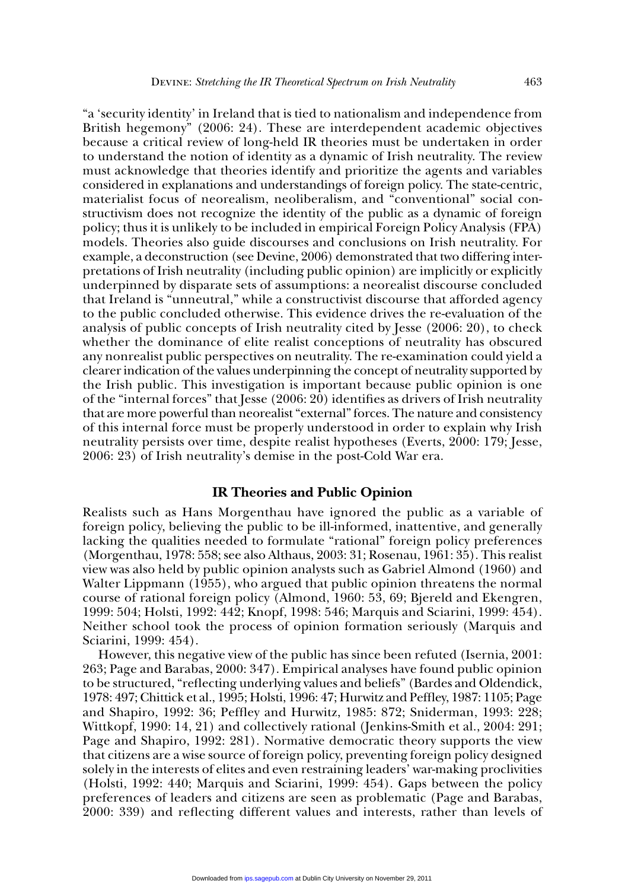"a 'security identity' in Ireland that is tied to nationalism and independence from British hegemony" (2006: 24). These are interdependent academic objectives because a critical review of long-held IR theories must be undertaken in order to understand the notion of identity as a dynamic of Irish neutrality. The review must acknowledge that theories identify and prioritize the agents and variables considered in explanations and understandings of foreign policy. The state-centric, materialist focus of neorealism, neoliberalism, and "conventional" social constructivism does not recognize the identity of the public as a dynamic of foreign policy; thus it is unlikely to be included in empirical Foreign Policy Analysis (FPA) models. Theories also guide discourses and conclusions on Irish neutrality. For example, a deconstruction (see Devine, 2006) demonstrated that two differing interpretations of Irish neutrality (including public opinion) are implicitly or explicitly underpinned by disparate sets of assumptions: a neorealist discourse concluded that Ireland is "unneutral," while a constructivist discourse that afforded agency to the public concluded otherwise. This evidence drives the re-evaluation of the analysis of public concepts of Irish neutrality cited by Jesse (2006: 20), to check whether the dominance of elite realist conceptions of neutrality has obscured any nonrealist public perspectives on neutrality. The re-examination could yield a clearer indication of the values underpinning the concept of neutrality supported by the Irish public. This investigation is important because public opinion is one of the "internal forces" that Jesse (2006: 20) identifies as drivers of Irish neutrality that are more powerful than neorealist "external" forces. The nature and consistency of this internal force must be properly understood in order to explain why Irish neutrality persists over time, despite realist hypotheses (Everts, 2000: 179; Jesse, 2006: 23) of Irish neutrality's demise in the post-Cold War era.

## IR Theories and Public Opinion

Realists such as Hans Morgenthau have ignored the public as a variable of foreign policy, believing the public to be ill-informed, inattentive, and generally lacking the qualities needed to formulate "rational" foreign policy preferences (Morgenthau, 1978: 558; see also Althaus, 2003: 31; Rosenau, 1961: 35). This realist view was also held by public opinion analysts such as Gabriel Almond (1960) and Walter Lippmann (1955), who argued that public opinion threatens the normal course of rational foreign policy (Almond, 1960: 53, 69; Bjereld and Ekengren, 1999: 504; Holsti, 1992: 442; Knopf, 1998: 546; Marquis and Sciarini, 1999: 454). Neither school took the process of opinion formation seriously (Marquis and Sciarini, 1999: 454).

However, this negative view of the public has since been refuted (Isernia, 2001: 263; Page and Barabas, 2000: 347). Empirical analyses have found public opinion to be structured, "reflecting underlying values and beliefs" (Bardes and Oldendick, 1978: 497; Chittick et al., 1995; Holsti, 1996: 47; Hurwitz and Peffley, 1987: 1105; Page and Shapiro, 1992: 36; Peffley and Hurwitz, 1985: 872; Sniderman, 1993: 228; Wittkopf, 1990: 14, 21) and collectively rational (Jenkins-Smith et al., 2004: 291; Page and Shapiro, 1992: 281). Normative democratic theory supports the view that citizens are a wise source of foreign policy, preventing foreign policy designed solely in the interests of elites and even restraining leaders' war-making proclivities (Holsti, 1992: 440; Marquis and Sciarini, 1999: 454). Gaps between the policy preferences of leaders and citizens are seen as problematic (Page and Barabas, 2000: 339) and reflecting different values and interests, rather than levels of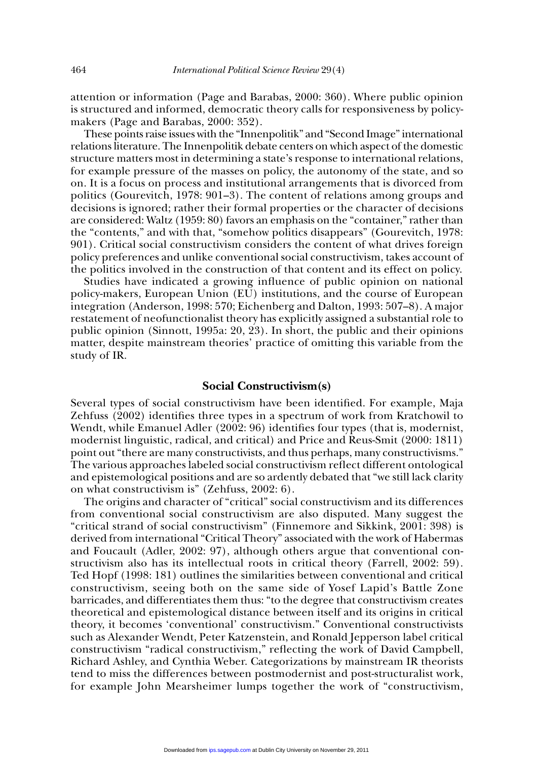attention or information (Page and Barabas, 2000: 360). Where public opinion is structured and informed, democratic theory calls for responsiveness by policy-makers (Page and Barabas, 2000: 352).

These points raise issues with the "Innenpolitik" and "Second Image" international relations literature. The Innenpolitik debate centers on which aspect of the domestic structure matters most in determining a state's response to international relations, for example pressure of the masses on policy, the autonomy of the state, and so on. It is a focus on process and institutional arrangements that is divorced from politics (Gourevitch, 1978: 901–3). The content of relations among groups and decisions is ignored; rather their formal properties or the character of decisions are considered: Waltz (1959: 80) favors an emphasis on the "container," rather than the "contents," and with that, "somehow politics disappears" (Gourevitch, 1978: 901). Critical social constructivism considers the content of what drives foreign policy preferences and unlike conventional social constructivism, takes account of the politics involved in the construction of that content and its effect on policy.

Studies have indicated a growing influence of public opinion on national policy-makers, European Union (EU) institutions, and the course of European integration (Anderson, 1998: 570; Eichenberg and Dalton, 1993: 507–8). A major restatement of neofunctionalist theory has explicitly assigned a substantial role to public opinion (Sinnott, 1995a: 20, 23). In short, the public and their opinions matter, despite mainstream theories' practice of omitting this variable from the study of IR.

## Social Constructivism(s)

Several types of social constructivism have been identified. For example, Maja Zehfuss (2002) identifies three types in a spectrum of work from Kratchowil to Wendt, while Emanuel Adler (2002: 96) identifies four types (that is, modernist, modernist linguistic, radical, and critical) and Price and Reus-Smit (2000: 1811) point out "there are many constructivists, and thus perhaps, many constructivisms." The various approaches labeled social constructivism reflect different ontological and epistemological positions and are so ardently debated that "we still lack clarity on what constructivism is" (Zehfuss, 2002: 6).

The origins and character of "critical" social constructivism and its differences from conventional social constructivism are also disputed. Many suggest the "critical strand of social constructivism" (Finnemore and Sikkink, 2001: 398) is derived from international "Critical Theory" associated with the work of Habermas and Foucault (Adler, 2002: 97), although others argue that conventional constructivism also has its intellectual roots in critical theory (Farrell, 2002: 59). Ted Hopf (1998: 181) outlines the similarities between conventional and critical constructivism, seeing both on the same side of Yosef Lapid's Battle Zone barricades, and differentiates them thus: "to the degree that constructivism creates theoretical and epistemological distance between itself and its origins in critical theory, it becomes 'conventional' constructivism." Conventional constructivists such as Alexander Wendt, Peter Katzenstein, and Ronald Jepperson label critical constructivism "radical constructivism," reflecting the work of David Campbell, Richard Ashley, and Cynthia Weber. Categorizations by mainstream IR theorists tend to miss the differences between postmodernist and post-structuralist work, for example John Mearsheimer lumps together the work of "constructivism,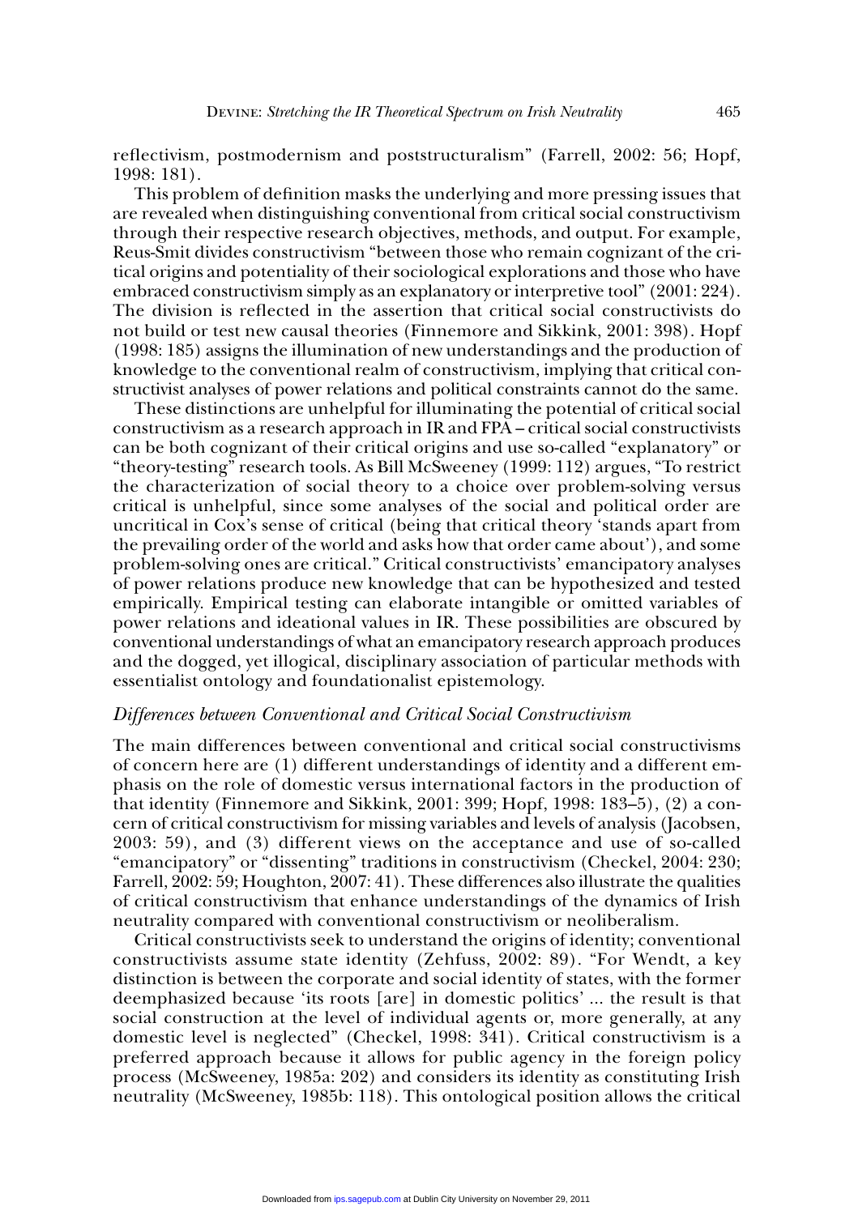reflectivism, postmodernism and poststructuralism" (Farrell, 2002: 56; Hopf, 1998: 181).

This problem of definition masks the underlying and more pressing issues that are revealed when distinguishing conventional from critical social constructivism through their respective research objectives, methods, and output. For example, Reus-Smit divides constructivism "between those who remain cognizant of the critical origins and potentiality of their sociological explorations and those who have embraced constructivism simply as an explanatory or interpretive tool" (2001: 224). The division is reflected in the assertion that critical social constructivists do not build or test new causal theories (Finnemore and Sikkink, 2001: 398). Hopf (1998: 185) assigns the illumination of new understandings and the production of knowledge to the conventional realm of constructivism, implying that critical constructivist analyses of power relations and political constraints cannot do the same.

These distinctions are unhelpful for illuminating the potential of critical social constructivism as a research approach in IR and FPA – critical social constructivists can be both cognizant of their critical origins and use so-called "explanatory" or "theory-testing" research tools. As Bill McSweeney (1999: 112) argues, "To restrict the characterization of social theory to a choice over problem-solving versus critical is unhelpful, since some analyses of the social and political order are uncritical in Cox's sense of critical (being that critical theory 'stands apart from the prevailing order of the world and asks how that order came about'), and some problem-solving ones are critical." Critical constructivists' emancipatory analyses of power relations produce new knowledge that can be hypothesized and tested empirically. Empirical testing can elaborate intangible or omitted variables of power relations and ideational values in IR. These possibilities are obscured by conventional understandings of what an emancipatory research approach produces and the dogged, yet illogical, disciplinary association of particular methods with essentialist ontology and foundationalist epistemology.

### *Differences between Conventional and Critical Social Constructivism*

The main differences between conventional and critical social constructivisms of concern here are (1) different understandings of identity and a different emphasis on the role of domestic versus international factors in the production of that identity (Finnemore and Sikkink, 2001: 399; Hopf, 1998: 183–5), (2) a concern of critical constructivism for missing variables and levels of analysis (Jacobsen, 2003: 59), and (3) different views on the acceptance and use of so-called "emancipatory" or "dissenting" traditions in constructivism (Checkel, 2004: 230; Farrell, 2002: 59; Houghton, 2007: 41). These differences also illustrate the qualities of critical constructivism that enhance understandings of the dynamics of Irish neutrality compared with conventional constructivism or neoliberalism.

Critical constructivists seek to understand the origins of identity; conventional constructivists assume state identity (Zehfuss, 2002: 89). "For Wendt, a key distinction is between the corporate and social identity of states, with the former deemphasized because 'its roots [are] in domestic politics' ... the result is that social construction at the level of individual agents or, more generally, at any domestic level is neglected" (Checkel, 1998: 341). Critical constructivism is a preferred approach because it allows for public agency in the foreign policy process (McSweeney, 1985a: 202) and considers its identity as constituting Irish neutrality (McSweeney, 1985b: 118). This ontological position allows the critical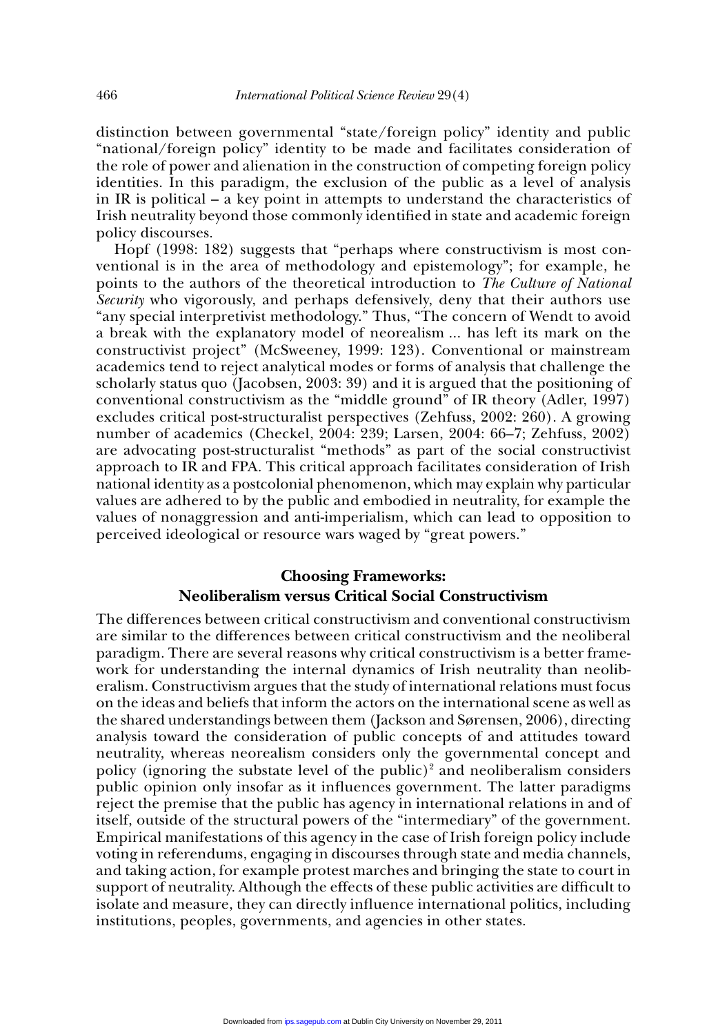distinction between governmental "state/foreign policy" identity and public "national/foreign policy" identity to be made and facilitates consideration of the role of power and alienation in the construction of competing foreign policy identities. In this paradigm, the exclusion of the public as a level of analysis in IR is political – a key point in attempts to understand the characteristics of Irish neutrality beyond those commonly identified in state and academic foreign policy discourses.

Hopf (1998: 182) suggests that "perhaps where constructivism is most conventional is in the area of methodology and epistemology"; for example, he points to the authors of the theoretical introduction to *The Culture of National Security* who vigorously, and perhaps defensively, deny that their authors use "any special interpretivist methodology." Thus, "The concern of Wendt to avoid a break with the explanatory model of neorealism ... has left its mark on the constructivist project" (McSweeney, 1999: 123). Conventional or mainstream academics tend to reject analytical modes or forms of analysis that challenge the scholarly status quo (Jacobsen, 2003: 39) and it is argued that the positioning of conventional constructivism as the "middle ground" of IR theory (Adler, 1997) excludes critical post-structuralist perspectives (Zehfuss, 2002: 260). A growing number of academics (Checkel, 2004: 239; Larsen, 2004: 66–7; Zehfuss, 2002) are advocating post-structuralist "methods" as part of the social constructivist approach to IR and FPA. This critical approach facilitates consideration of Irish national identity as a postcolonial phenomenon, which may explain why particular values are adhered to by the public and embodied in neutrality, for example the values of nonaggression and anti-imperialism, which can lead to opposition to perceived ideological or resource wars waged by "great powers."

## Choosing Frameworks: Neoliberalism versus Critical Social Constructivism

The differences between critical constructivism and conventional constructivism are similar to the differences between critical constructivism and the neoliberal paradigm. There are several reasons why critical constructivism is a better framework for understanding the internal dynamics of Irish neutrality than neoliberalism. Constructivism argues that the study of international relations must focus on the ideas and beliefs that inform the actors on the international scene as well as the shared understandings between them (Jackson and Sørensen, 2006), directing analysis toward the consideration of public concepts of and attitudes toward neutrality, whereas neorealism considers only the governmental concept and policy (ignoring the substate level of the public)[2] and neoliberalism considers public opinion only insofar as it influences government. The latter paradigms reject the premise that the public has agency in international relations in and of itself, outside of the structural powers of the "intermediary" of the government. Empirical manifestations of this agency in the case of Irish foreign policy include voting in referendums, engaging in discourses through state and media channels, and taking action, for example protest marches and bringing the state to court in support of neutrality. Although the effects of these public activities are difficult to isolate and measure, they can directly influence international politics, including institutions, peoples, governments, and agencies in other states.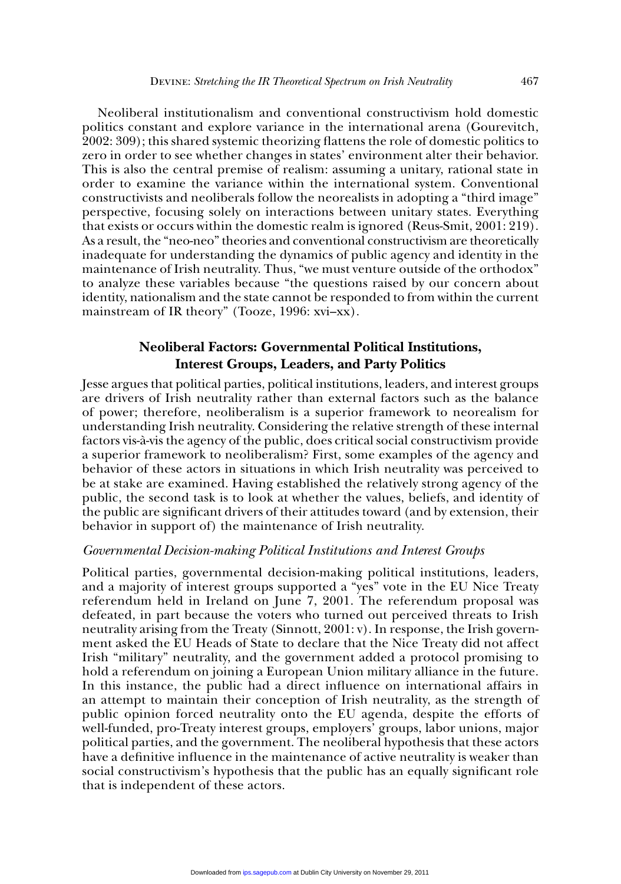Neoliberal institutionalism and conventional constructivism hold domestic politics constant and explore variance in the international arena (Gourevitch, 2002: 309); this shared systemic theorizing flattens the role of domestic politics to zero in order to see whether changes in states' environment alter their behavior. This is also the central premise of realism: assuming a unitary, rational state in order to examine the variance within the international system. Conventional constructivists and neoliberals follow the neorealists in adopting a "third image" perspective, focusing solely on interactions between unitary states. Everything that exists or occurs within the domestic realm is ignored (Reus-Smit, 2001: 219). As a result, the "neo-neo" theories and conventional constructivism are theoretically inadequate for understanding the dynamics of public agency and identity in the maintenance of Irish neutrality. Thus, "we must venture outside of the orthodox" to analyze these variables because "the questions raised by our concern about identity, nationalism and the state cannot be responded to from within the current mainstream of IR theory" (Tooze, 1996: xvi–xx).

## Neoliberal Factors: Governmental Political Institutions, Interest Groups, Leaders, and Party Politics

Jesse argues that political parties, political institutions, leaders, and interest groups are drivers of Irish neutrality rather than external factors such as the balance of power; therefore, neoliberalism is a superior framework to neorealism for understanding Irish neutrality. Considering the relative strength of these internal factors vis-à-vis the agency of the public, does critical social constructivism provide a superior framework to neoliberalism? First, some examples of the agency and behavior of these actors in situations in which Irish neutrality was perceived to be at stake are examined. Having established the relatively strong agency of the public, the second task is to look at whether the values, beliefs, and identity of the public are significant drivers of their attitudes toward (and by extension, their behavior in support of) the maintenance of Irish neutrality.

### *Governmental Decision-making Political Institutions and Interest Groups*

Political parties, governmental decision-making political institutions, leaders, and a majority of interest groups supported a "yes" vote in the EU Nice Treaty referendum held in Ireland on June 7, 2001. The referendum proposal was defeated, in part because the voters who turned out perceived threats to Irish neutrality arising from the Treaty (Sinnott, 2001: v). In response, the Irish government asked the EU Heads of State to declare that the Nice Treaty did not affect Irish "military" neutrality, and the government added a protocol promising to hold a referendum on joining a European Union military alliance in the future. In this instance, the public had a direct influence on international affairs in an attempt to maintain their conception of Irish neutrality, as the strength of public opinion forced neutrality onto the EU agenda, despite the efforts of well-funded, pro-Treaty interest groups, employers' groups, labor unions, major political parties, and the government. The neoliberal hypothesis that these actors have a definitive influence in the maintenance of active neutrality is weaker than social constructivism's hypothesis that the public has an equally significant role that is independent of these actors.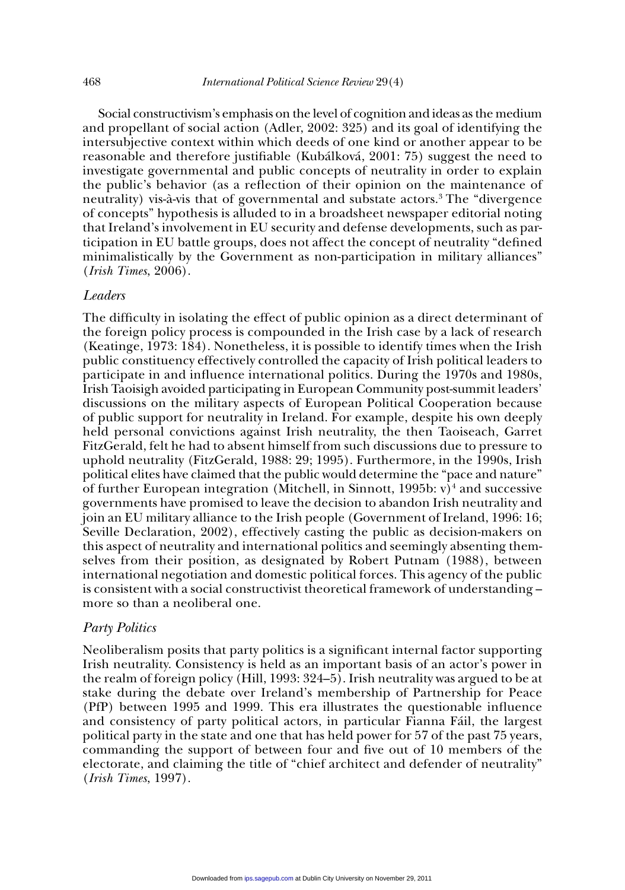Social constructivism's emphasis on the level of cognition and ideas as the medium and propellant of social action (Adler, 2002: 325) and its goal of identifying the intersubjective context within which deeds of one kind or another appear to be reasonable and therefore justifiable (Kubálková, 2001: 75) suggest the need to investigate governmental and public concepts of neutrality in order to explain the public's behavior (as a reflection of their opinion on the maintenance of neutrality) vis-à-vis that of governmental and substate actors.[3] The "divergence of concepts" hypothesis is alluded to in a broadsheet newspaper editorial noting that Ireland's involvement in EU security and defense developments, such as participation in EU battle groups, does not affect the concept of neutrality "defined minimalistically by the Government as non-participation in military alliances" (*Irish Times*, 2006).

### *Leaders*

The difficulty in isolating the effect of public opinion as a direct determinant of the foreign policy process is compounded in the Irish case by a lack of research (Keatinge, 1973: 184). Nonetheless, it is possible to identify times when the Irish public constituency effectively controlled the capacity of Irish political leaders to participate in and influence international politics. During the 1970s and 1980s, Irish Taoisigh avoided participating in European Community post-summit leaders' discussions on the military aspects of European Political Cooperation because of public support for neutrality in Ireland. For example, despite his own deeply held personal convictions against Irish neutrality, the then Taoiseach, Garret FitzGerald, felt he had to absent himself from such discussions due to pressure to uphold neutrality (FitzGerald, 1988: 29; 1995). Furthermore, in the 1990s, Irish political elites have claimed that the public would determine the "pace and nature" of further European integration (Mitchell, in Sinnott, 1995b: v)[4] and successive governments have promised to leave the decision to abandon Irish neutrality and join an EU military alliance to the Irish people (Government of Ireland, 1996: 16; Seville Declaration, 2002), effectively casting the public as decision-makers on this aspect of neutrality and international politics and seemingly absenting themselves from their position, as designated by Robert Putnam (1988), between international negotiation and domestic political forces. This agency of the public is consistent with a social constructivist theoretical framework of understanding – more so than a neoliberal one.

### *Party Politics*

Neoliberalism posits that party politics is a significant internal factor supporting Irish neutrality. Consistency is held as an important basis of an actor's power in the realm of foreign policy (Hill, 1993: 324–5). Irish neutrality was argued to be at stake during the debate over Ireland's membership of Partnership for Peace (PfP) between 1995 and 1999. This era illustrates the questionable influence and consistency of party political actors, in particular Fianna Fáil, the largest political party in the state and one that has held power for 57 of the past 75 years, commanding the support of between four and five out of 10 members of the electorate, and claiming the title of "chief architect and defender of neutrality" (*Irish Times*, 1997).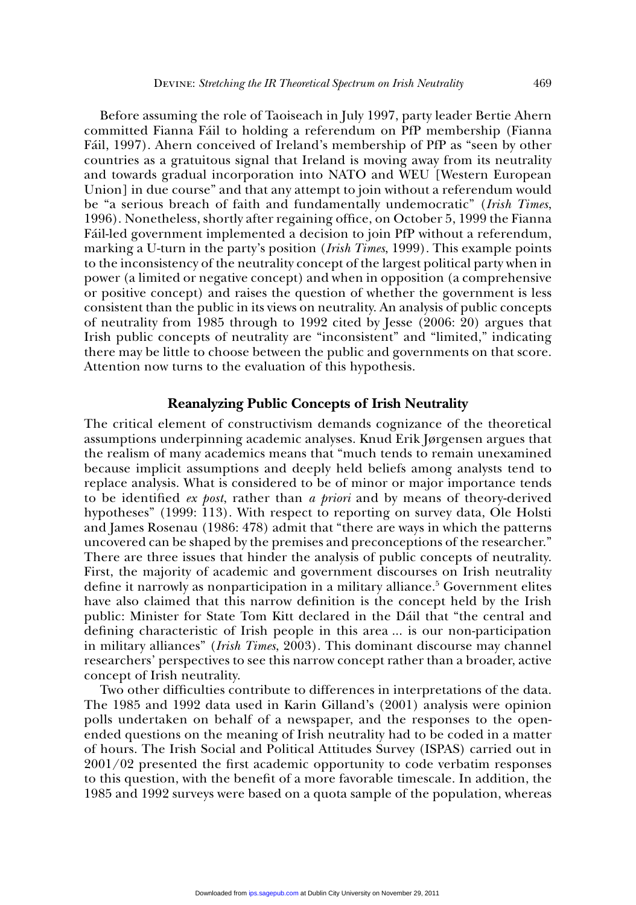Before assuming the role of Taoiseach in July 1997, party leader Bertie Ahern committed Fianna Fáil to holding a referendum on PfP membership (Fianna Fáil, 1997). Ahern conceived of Ireland's membership of PfP as "seen by other countries as a gratuitous signal that Ireland is moving away from its neutrality and towards gradual incorporation into NATO and WEU [Western European Union] in due course" and that any attempt to join without a referendum would be "a serious breach of faith and fundamentally undemocratic" (*Irish Times*, 1996). Nonetheless, shortly after regaining office, on October 5, 1999 the Fianna Fáil-led government implemented a decision to join PfP without a referendum, marking a U-turn in the party's position (*Irish Times*, 1999). This example points to the inconsistency of the neutrality concept of the largest political party when in power (a limited or negative concept) and when in opposition (a comprehensive or positive concept) and raises the question of whether the government is less consistent than the public in its views on neutrality. An analysis of public concepts of neutrality from 1985 through to 1992 cited by Jesse (2006: 20) argues that Irish public concepts of neutrality are "inconsistent" and "limited," indicating there may be little to choose between the public and governments on that score. Attention now turns to the evaluation of this hypothesis.

## Reanalyzing Public Concepts of Irish Neutrality

The critical element of constructivism demands cognizance of the theoretical assumptions underpinning academic analyses. Knud Erik Jørgensen argues that the realism of many academics means that "much tends to remain unexamined because implicit assumptions and deeply held beliefs among analysts tend to replace analysis. What is considered to be of minor or major importance tends to be identified *ex post*, rather than *a priori* and by means of theory-derived hypotheses" (1999: 113). With respect to reporting on survey data, Ole Holsti and James Rosenau (1986: 478) admit that "there are ways in which the patterns uncovered can be shaped by the premises and preconceptions of the researcher." There are three issues that hinder the analysis of public concepts of neutrality. First, the majority of academic and government discourses on Irish neutrality define it narrowly as nonparticipation in a military alliance.[5] Government elites have also claimed that this narrow definition is the concept held by the Irish public: Minister for State Tom Kitt declared in the Dáil that "the central and defining characteristic of Irish people in this area ... is our non-participation in military alliances" (*Irish Times*, 2003). This dominant discourse may channel researchers' perspectives to see this narrow concept rather than a broader, active concept of Irish neutrality.

Two other difficulties contribute to differences in interpretations of the data. The 1985 and 1992 data used in Karin Gilland's (2001) analysis were opinion polls undertaken on behalf of a newspaper, and the responses to the open-ended questions on the meaning of Irish neutrality had to be coded in a matter of hours. The Irish Social and Political Attitudes Survey (ISPAS) carried out in 2001/02 presented the first academic opportunity to code verbatim responses to this question, with the benefit of a more favorable timescale. In addition, the 1985 and 1992 surveys were based on a quota sample of the population, whereas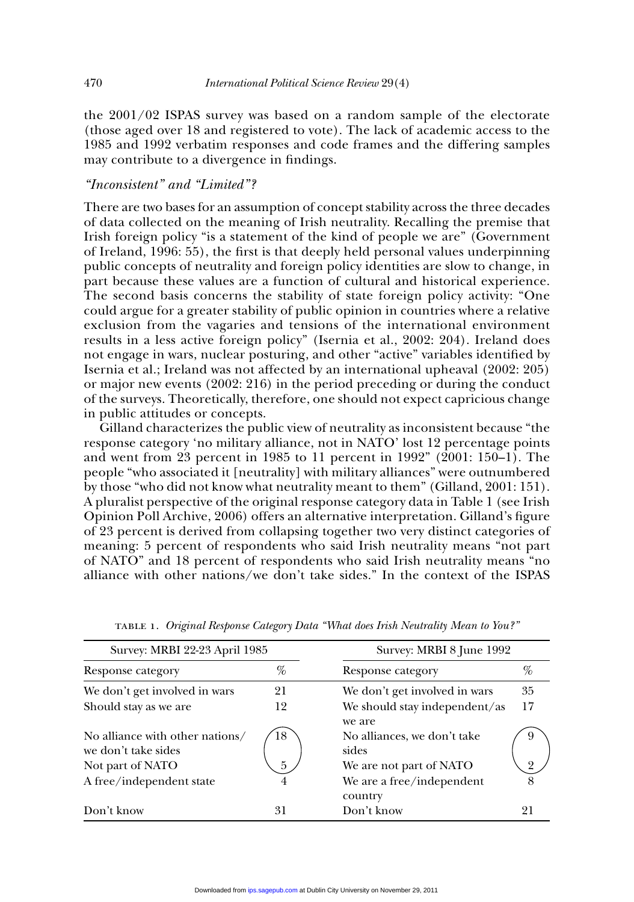the 2001/02 ISPAS survey was based on a random sample of the electorate (those aged over 18 and registered to vote). The lack of academic access to the 1985 and 1992 verbatim responses and code frames and the differing samples may contribute to a divergence in findings.

### *"Inconsistent" and "Limited"?*

There are two bases for an assumption of concept stability across the three decades of data collected on the meaning of Irish neutrality. Recalling the premise that Irish foreign policy "is a statement of the kind of people we are" (Government of Ireland, 1996: 55), the first is that deeply held personal values underpinning public concepts of neutrality and foreign policy identities are slow to change, in part because these values are a function of cultural and historical experience. The second basis concerns the stability of state foreign policy activity: "One could argue for a greater stability of public opinion in countries where a relative exclusion from the vagaries and tensions of the international environment results in a less active foreign policy" (Isernia et al., 2002: 204). Ireland does not engage in wars, nuclear posturing, and other "active" variables identified by Isernia et al.; Ireland was not affected by an international upheaval (2002: 205) or major new events (2002: 216) in the period preceding or during the conduct of the surveys. Theoretically, therefore, one should not expect capricious change in public attitudes or concepts.

Gilland characterizes the public view of neutrality as inconsistent because "the response category 'no military alliance, not in NATO' lost 12 percentage points and went from 23 percent in 1985 to 11 percent in 1992" (2001: 150–1). The people "who associated it [neutrality] with military alliances" were outnumbered by those "who did not know what neutrality meant to them" (Gilland, 2001: 151). A pluralist perspective of the original response category data in Table 1 (see Irish Opinion Poll Archive, 2006) offers an alternative interpretation. Gilland's figure of 23 percent is derived from collapsing together two very distinct categories of meaning: 5 percent of respondents who said Irish neutrality means "not part of NATO" and 18 percent of respondents who said Irish neutrality means "no alliance with other nations/we don't take sides." In the context of the ISPAS

TABLE 1. *Original Response Category Data "What does Irish Neutrality Mean to You?"*

| Survey: MRBI 22-23 April 1985 | | Survey: MRBI 8 June 1992 | |
|---|---|---|---|
| Response category | % | Response category | % |
| We don't get involved in wars | 21 | We don't get involved in wars | 35 |
| Should stay as we are | 12 | We should stay independent/as we are | 17 |
| No alliance with other nations/we don't take sides | 18 | No alliances, we don't take sides | 9 |
| Not part of NATO | 5 | We are not part of NATO | 2 |
| A free/independent state | 4 | We are a free/independent country | 8 |
| Don't know | 31 | Don't know | 21 |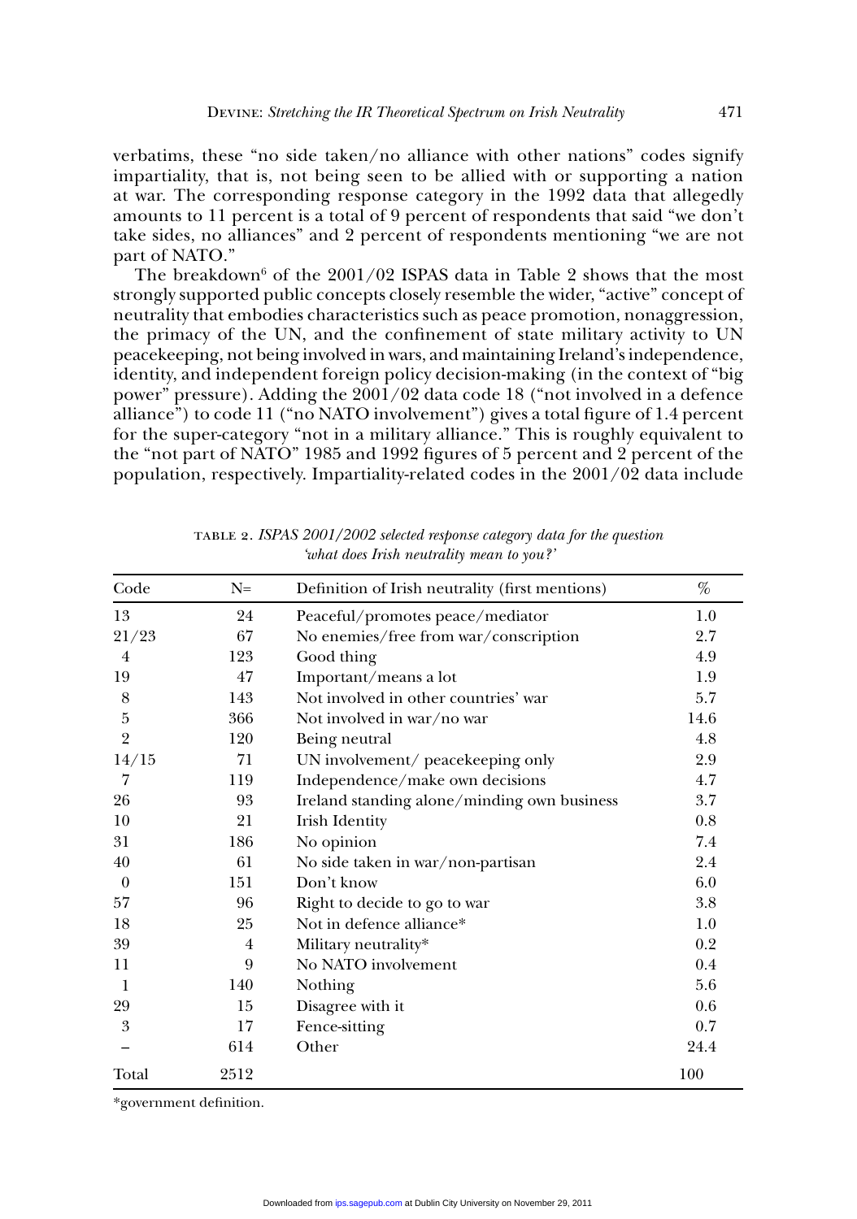verbatims, these "no side taken/no alliance with other nations" codes signify impartiality, that is, not being seen to be allied with or supporting a nation at war. The corresponding response category in the 1992 data that allegedly amounts to 11 percent is a total of 9 percent of respondents that said "we don't take sides, no alliances" and 2 percent of respondents mentioning "we are not part of NATO."

The breakdown[6] of the 2001/02 ISPAS data in Table 2 shows that the most strongly supported public concepts closely resemble the wider, "active" concept of neutrality that embodies characteristics such as peace promotion, nonaggression, the primacy of the UN, and the confinement of state military activity to UN peacekeeping, not being involved in wars, and maintaining Ireland's independence, identity, and independent foreign policy decision-making (in the context of "big power" pressure). Adding the 2001/02 data code 18 ("not involved in a defence alliance") to code 11 ("no NATO involvement") gives a total figure of 1.4 percent for the super-category "not in a military alliance." This is roughly equivalent to the "not part of NATO" 1985 and 1992 figures of 5 percent and 2 percent of the population, respectively. Impartiality-related codes in the 2001/02 data include

TABLE 2. *ISPAS 2001/2002 selected response category data for the question 'what does Irish neutrality mean to you?'*

| Code | N= | Definition of Irish neutrality (first mentions) | % |
|---|---|---|---|
| 13 | 24 | Peaceful/promotes peace/mediator | 1.0 |
| 21/23 | 67 | No enemies/free from war/conscription | 2.7 |
| 4 | 123 | Good thing | 4.9 |
| 19 | 47 | Important/means a lot | 1.9 |
| 8 | 143 | Not involved in other countries' war | 5.7 |
| 5 | 366 | Not involved in war/no war | 14.6 |
| 2 | 120 | Being neutral | 4.8 |
| 14/15 | 71 | UN involvement/ peacekeeping only | 2.9 |
| 7 | 119 | Independence/make own decisions | 4.7 |
| 26 | 93 | Ireland standing alone/minding own business | 3.7 |
| 10 | 21 | Irish Identity | 0.8 |
| 31 | 186 | No opinion | 7.4 |
| 40 | 61 | No side taken in war/non-partisan | 2.4 |
| 0 | 151 | Don't know | 6.0 |
| 57 | 96 | Right to decide to go to war | 3.8 |
| 18 | 25 | Not in defence alliance* | 1.0 |
| 39 | 4 | Military neutrality* | 0.2 |
| 11 | 9 | No NATO involvement | 0.4 |
| 1 | 140 | Nothing | 5.6 |
| 29 | 15 | Disagree with it | 0.6 |
| 3 | 17 | Fence-sitting | 0.7 |
| – | 614 | Other | 24.4 |
| Total | 2512 | | 100 |

*government definition.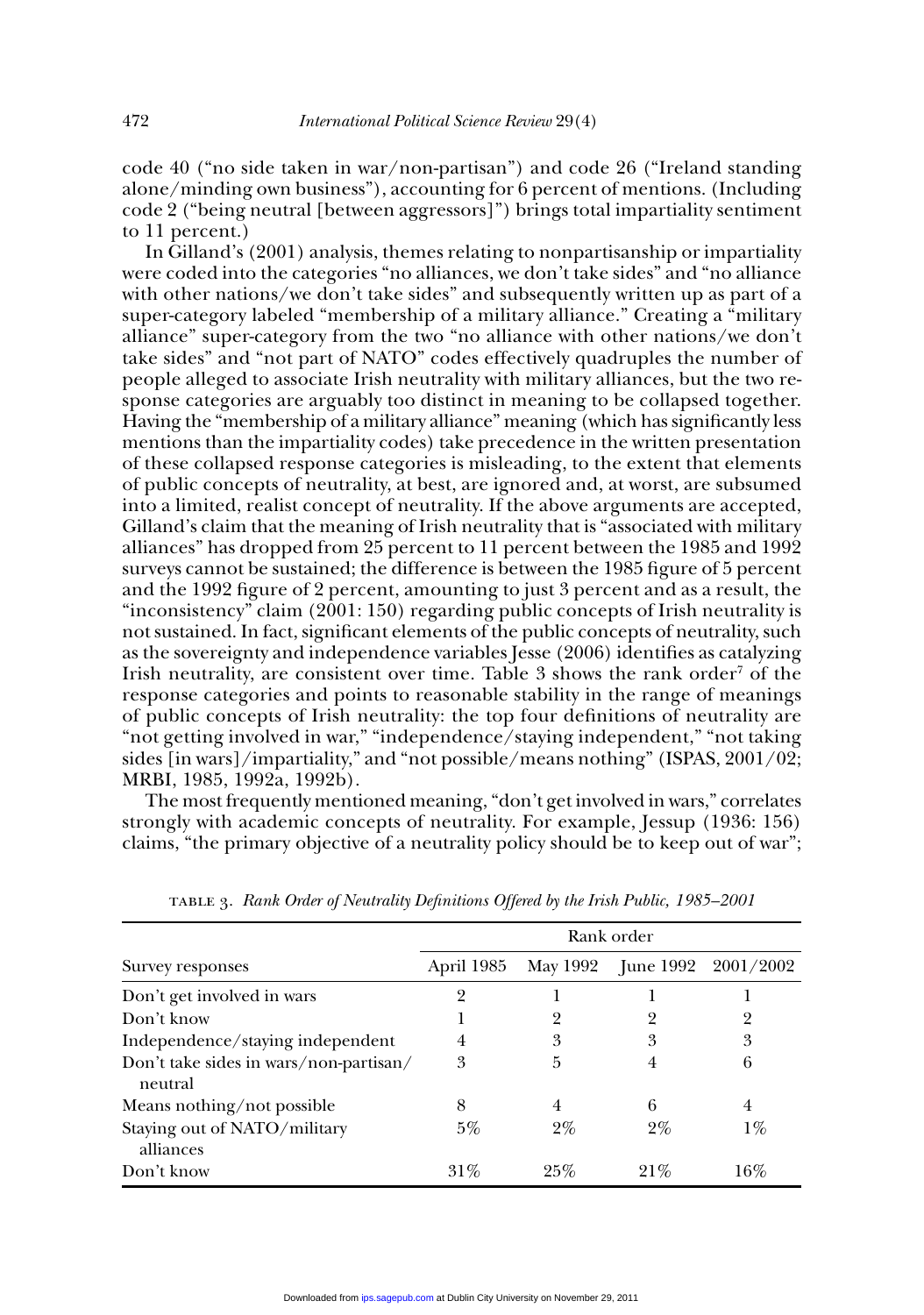code 40 ("no side taken in war/non-partisan") and code 26 ("Ireland standing alone/minding own business"), accounting for 6 percent of mentions. (Including code 2 ("being neutral [between aggressors]") brings total impartiality sentiment to 11 percent.)

In Gilland's (2001) analysis, themes relating to nonpartisanship or impartiality were coded into the categories "no alliances, we don't take sides" and "no alliance with other nations/we don't take sides" and subsequently written up as part of a super-category labeled "membership of a military alliance." Creating a "military alliance" super-category from the two "no alliance with other nations/we don't take sides" and "not part of NATO" codes effectively quadruples the number of people alleged to associate Irish neutrality with military alliances, but the two response categories are arguably too distinct in meaning to be collapsed together. Having the "membership of a military alliance" meaning (which has significantly less mentions than the impartiality codes) take precedence in the written presentation of these collapsed response categories is misleading, to the extent that elements of public concepts of neutrality, at best, are ignored and, at worst, are subsumed into a limited, realist concept of neutrality. If the above arguments are accepted, Gilland's claim that the meaning of Irish neutrality that is "associated with military alliances" has dropped from 25 percent to 11 percent between the 1985 and 1992 surveys cannot be sustained; the difference is between the 1985 figure of 5 percent and the 1992 figure of 2 percent, amounting to just 3 percent and as a result, the "inconsistency" claim (2001: 150) regarding public concepts of Irish neutrality is not sustained. In fact, significant elements of the public concepts of neutrality, such as the sovereignty and independence variables Jesse (2006) identifies as catalyzing Irish neutrality, are consistent over time. Table 3 shows the rank order[7] of the response categories and points to reasonable stability in the range of meanings of public concepts of Irish neutrality: the top four definitions of neutrality are "not getting involved in war," "independence/staying independent," "not taking sides [in wars]/impartiality," and "not possible/means nothing" (ISPAS, 2001/02; MRBI, 1985, 1992a, 1992b).

The most frequently mentioned meaning, "don't get involved in wars," correlates strongly with academic concepts of neutrality. For example, Jessup (1936: 156) claims, "the primary objective of a neutrality policy should be to keep out of war";

TABLE 3. *Rank Order of Neutrality Definitions Offered by the Irish Public, 1985–2001*

| | Rank order | | | |
|---|---|---|---|---|
| Survey responses | April 1985 | May 1992 | June 1992 | 2001/2002 |
| Don't get involved in wars | 2 | 1 | 1 | 1 |
| Don't know | 1 | 2 | 2 | 2 |
| Independence/staying independent | 4 | 3 | 3 | 3 |
| Don't take sides in wars/non-partisan/neutral | 3 | 5 | 4 | 6 |
| Means nothing/not possible | 8 | 4 | 6 | 4 |
| Staying out of NATO/military alliances | 5% | 2% | 2% | 1% |
| Don't know | 31% | 25% | 21% | 16% |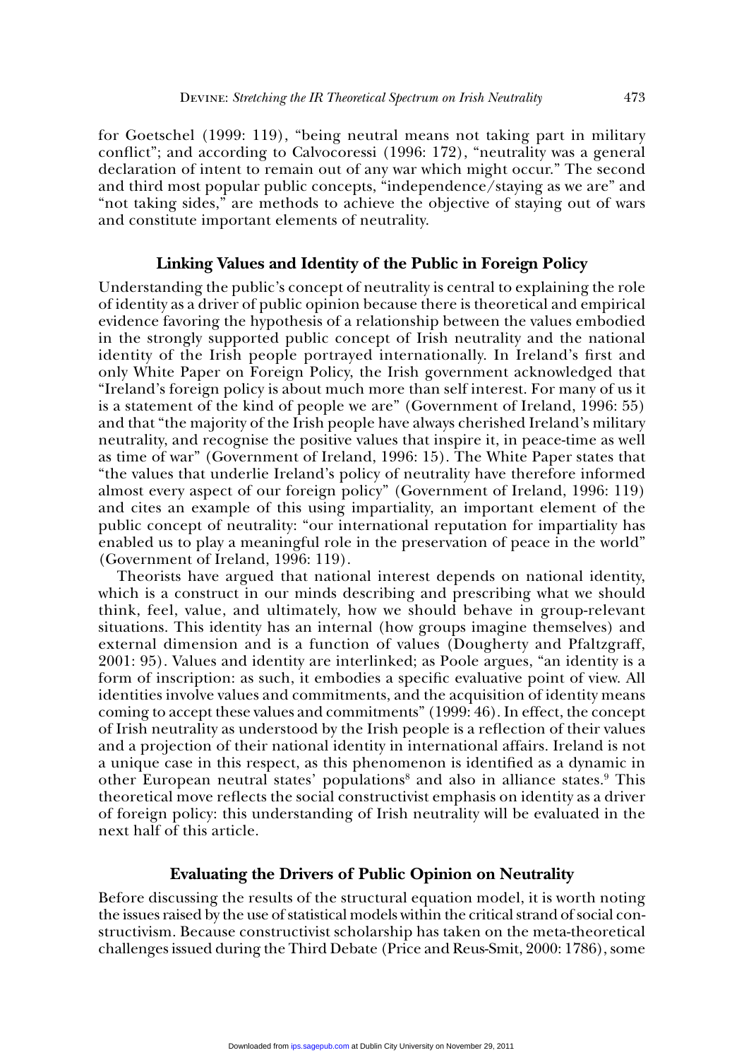for Goetschel (1999: 119), "being neutral means not taking part in military conflict"; and according to Calvocoressi (1996: 172), "neutrality was a general declaration of intent to remain out of any war which might occur." The second and third most popular public concepts, "independence/staying as we are" and "not taking sides," are methods to achieve the objective of staying out of wars and constitute important elements of neutrality.

## Linking Values and Identity of the Public in Foreign Policy

Understanding the public's concept of neutrality is central to explaining the role of identity as a driver of public opinion because there is theoretical and empirical evidence favoring the hypothesis of a relationship between the values embodied in the strongly supported public concept of Irish neutrality and the national identity of the Irish people portrayed internationally. In Ireland's first and only White Paper on Foreign Policy, the Irish government acknowledged that "Ireland's foreign policy is about much more than self interest. For many of us it is a statement of the kind of people we are" (Government of Ireland, 1996: 55) and that "the majority of the Irish people have always cherished Ireland's military neutrality, and recognise the positive values that inspire it, in peace-time as well as time of war" (Government of Ireland, 1996: 15). The White Paper states that "the values that underlie Ireland's policy of neutrality have therefore informed almost every aspect of our foreign policy" (Government of Ireland, 1996: 119) and cites an example of this using impartiality, an important element of the public concept of neutrality: "our international reputation for impartiality has enabled us to play a meaningful role in the preservation of peace in the world" (Government of Ireland, 1996: 119).

Theorists have argued that national interest depends on national identity, which is a construct in our minds describing and prescribing what we should think, feel, value, and ultimately, how we should behave in group-relevant situations. This identity has an internal (how groups imagine themselves) and external dimension and is a function of values (Dougherty and Pfaltzgraff, 2001: 95). Values and identity are interlinked; as Poole argues, "an identity is a form of inscription: as such, it embodies a specific evaluative point of view. All identities involve values and commitments, and the acquisition of identity means coming to accept these values and commitments" (1999: 46). In effect, the concept of Irish neutrality as understood by the Irish people is a reflection of their values and a projection of their national identity in international affairs. Ireland is not a unique case in this respect, as this phenomenon is identified as a dynamic in other European neutral states' populations[8] and also in alliance states.[9] This theoretical move reflects the social constructivist emphasis on identity as a driver of foreign policy: this understanding of Irish neutrality will be evaluated in the next half of this article.

## Evaluating the Drivers of Public Opinion on Neutrality

Before discussing the results of the structural equation model, it is worth noting the issues raised by the use of statistical models within the critical strand of social constructivism. Because constructivist scholarship has taken on the meta-theoretical challenges issued during the Third Debate (Price and Reus-Smit, 2000: 1786), some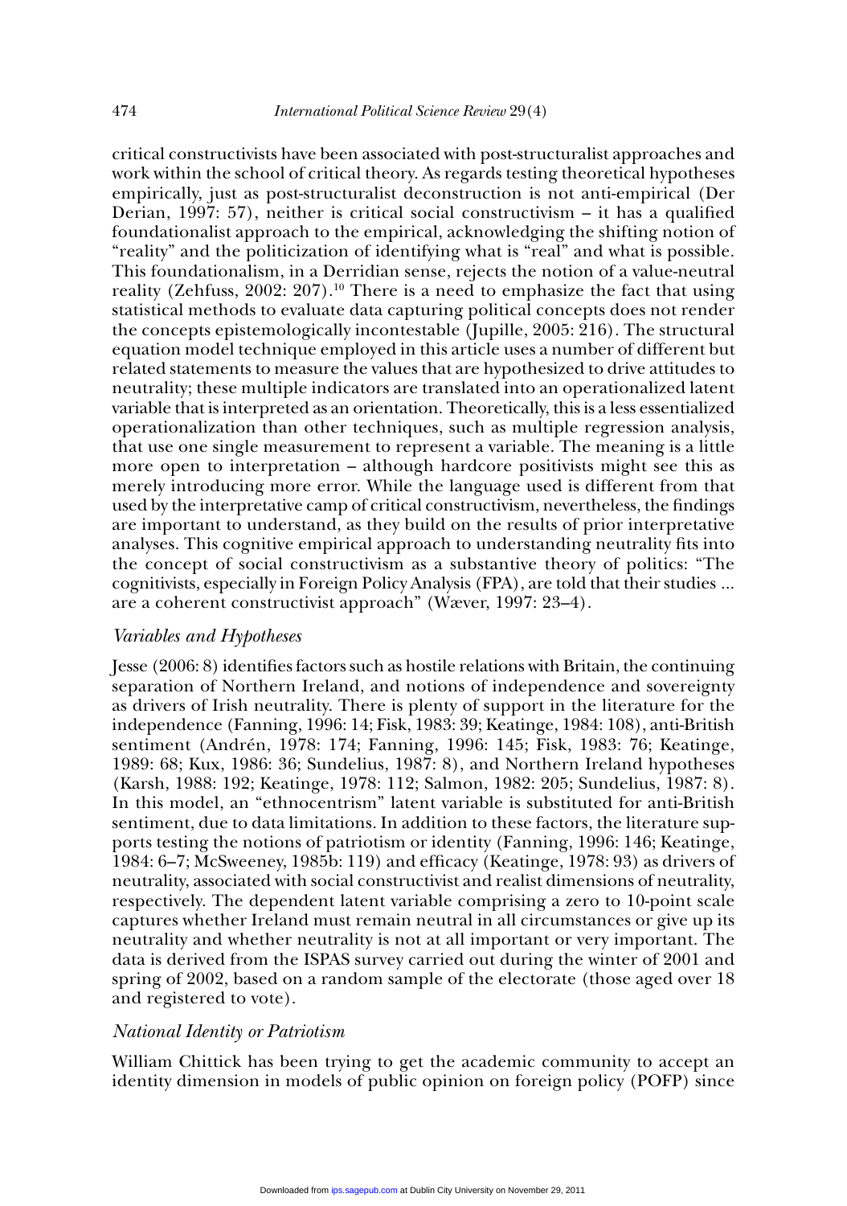critical constructivists have been associated with post-structuralist approaches and work within the school of critical theory. As regards testing theoretical hypotheses empirically, just as post-structuralist deconstruction is not anti-empirical (Der Derian, 1997: 57), neither is critical social constructivism – it has a qualified foundationalist approach to the empirical, acknowledging the shifting notion of "reality" and the politicization of identifying what is "real" and what is possible. This foundationalism, in a Derridian sense, rejects the notion of a value-neutral reality (Zehfuss, 2002: 207).[10] There is a need to emphasize the fact that using statistical methods to evaluate data capturing political concepts does not render the concepts epistemologically incontestable (Jupille, 2005: 216). The structural equation model technique employed in this article uses a number of different but related statements to measure the values that are hypothesized to drive attitudes to neutrality; these multiple indicators are translated into an operationalized latent variable that is interpreted as an orientation. Theoretically, this is a less essentialized operationalization than other techniques, such as multiple regression analysis, that use one single measurement to represent a variable. The meaning is a little more open to interpretation – although hardcore positivists might see this as merely introducing more error. While the language used is different from that used by the interpretative camp of critical constructivism, nevertheless, the findings are important to understand, as they build on the results of prior interpretative analyses. This cognitive empirical approach to understanding neutrality fits into the concept of social constructivism as a substantive theory of politics: "The cognitivists, especially in Foreign Policy Analysis (FPA), are told that their studies ... are a coherent constructivist approach" (Wæver, 1997: 23–4).

### *Variables and Hypotheses*

Jesse (2006: 8) identifies factors such as hostile relations with Britain, the continuing separation of Northern Ireland, and notions of independence and sovereignty as drivers of Irish neutrality. There is plenty of support in the literature for the independence (Fanning, 1996: 14; Fisk, 1983: 39; Keatinge, 1984: 108), anti-British sentiment (Andrén, 1978: 174; Fanning, 1996: 145; Fisk, 1983: 76; Keatinge, 1989: 68; Kux, 1986: 36; Sundelius, 1987: 8), and Northern Ireland hypotheses (Karsh, 1988: 192; Keatinge, 1978: 112; Salmon, 1982: 205; Sundelius, 1987: 8). In this model, an "ethnocentrism" latent variable is substituted for anti-British sentiment, due to data limitations. In addition to these factors, the literature supports testing the notions of patriotism or identity (Fanning, 1996: 146; Keatinge, 1984: 6–7; McSweeney, 1985b: 119) and efficacy (Keatinge, 1978: 93) as drivers of neutrality, associated with social constructivist and realist dimensions of neutrality, respectively. The dependent latent variable comprising a zero to 10-point scale captures whether Ireland must remain neutral in all circumstances or give up its neutrality and whether neutrality is not at all important or very important. The data is derived from the ISPAS survey carried out during the winter of 2001 and spring of 2002, based on a random sample of the electorate (those aged over 18 and registered to vote).

### *National Identity or Patriotism*

William Chittick has been trying to get the academic community to accept an identity dimension in models of public opinion on foreign policy (POFP) since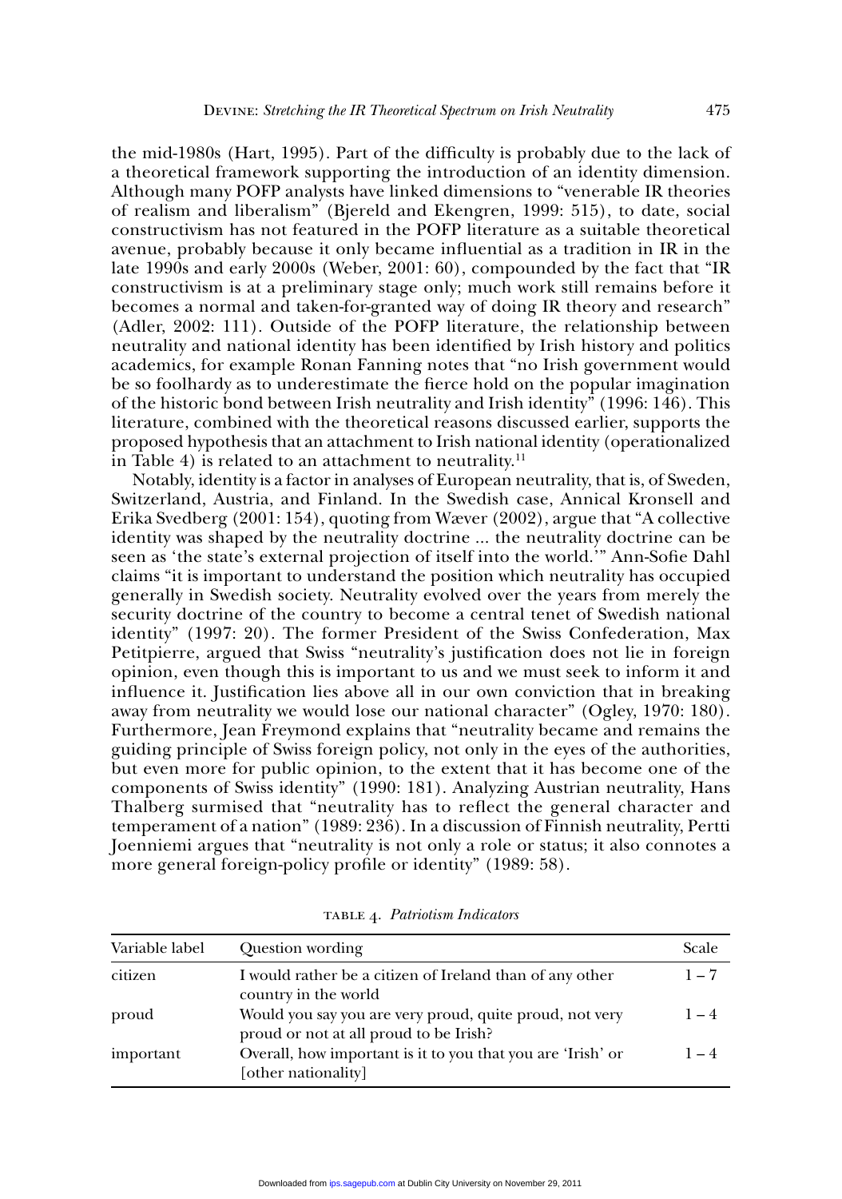the mid-1980s (Hart, 1995). Part of the difficulty is probably due to the lack of a theoretical framework supporting the introduction of an identity dimension. Although many POFP analysts have linked dimensions to "venerable IR theories of realism and liberalism" (Bjereld and Ekengren, 1999: 515), to date, social constructivism has not featured in the POFP literature as a suitable theoretical avenue, probably because it only became influential as a tradition in IR in the late 1990s and early 2000s (Weber, 2001: 60), compounded by the fact that "IR constructivism is at a preliminary stage only; much work still remains before it becomes a normal and taken-for-granted way of doing IR theory and research" (Adler, 2002: 111). Outside of the POFP literature, the relationship between neutrality and national identity has been identified by Irish history and politics academics, for example Ronan Fanning notes that "no Irish government would be so foolhardy as to underestimate the fierce hold on the popular imagination of the historic bond between Irish neutrality and Irish identity" (1996: 146). This literature, combined with the theoretical reasons discussed earlier, supports the proposed hypothesis that an attachment to Irish national identity (operationalized in Table 4) is related to an attachment to neutrality.[11]

Notably, identity is a factor in analyses of European neutrality, that is, of Sweden, Switzerland, Austria, and Finland. In the Swedish case, Annical Kronsell and Erika Svedberg (2001: 154), quoting from Wæver (2002), argue that "A collective identity was shaped by the neutrality doctrine ... the neutrality doctrine can be seen as 'the state's external projection of itself into the world.'" Ann-Sofie Dahl claims "it is important to understand the position which neutrality has occupied generally in Swedish society. Neutrality evolved over the years from merely the security doctrine of the country to become a central tenet of Swedish national identity" (1997: 20). The former President of the Swiss Confederation, Max Petitpierre, argued that Swiss "neutrality's justification does not lie in foreign opinion, even though this is important to us and we must seek to inform it and influence it. Justification lies above all in our own conviction that in breaking away from neutrality we would lose our national character" (Ogley, 1970: 180). Furthermore, Jean Freymond explains that "neutrality became and remains the guiding principle of Swiss foreign policy, not only in the eyes of the authorities, but even more for public opinion, to the extent that it has become one of the components of Swiss identity" (1990: 181). Analyzing Austrian neutrality, Hans Thalberg surmised that "neutrality has to reflect the general character and temperament of a nation" (1989: 236). In a discussion of Finnish neutrality, Pertti Joenniemi argues that "neutrality is not only a role or status; it also connotes a more general foreign-policy profile or identity" (1989: 58).

TABLE 4. *Patriotism Indicators*

| Variable label | Question wording | Scale |
|---|---|---|
| citizen | I would rather be a citizen of Ireland than of any other country in the world | 1 – 7 |
| proud | Would you say you are very proud, quite proud, not very proud or not at all proud to be Irish? | 1 – 4 |
| important | Overall, how important is it to you that you are 'Irish' or [other nationality] | 1 – 4 |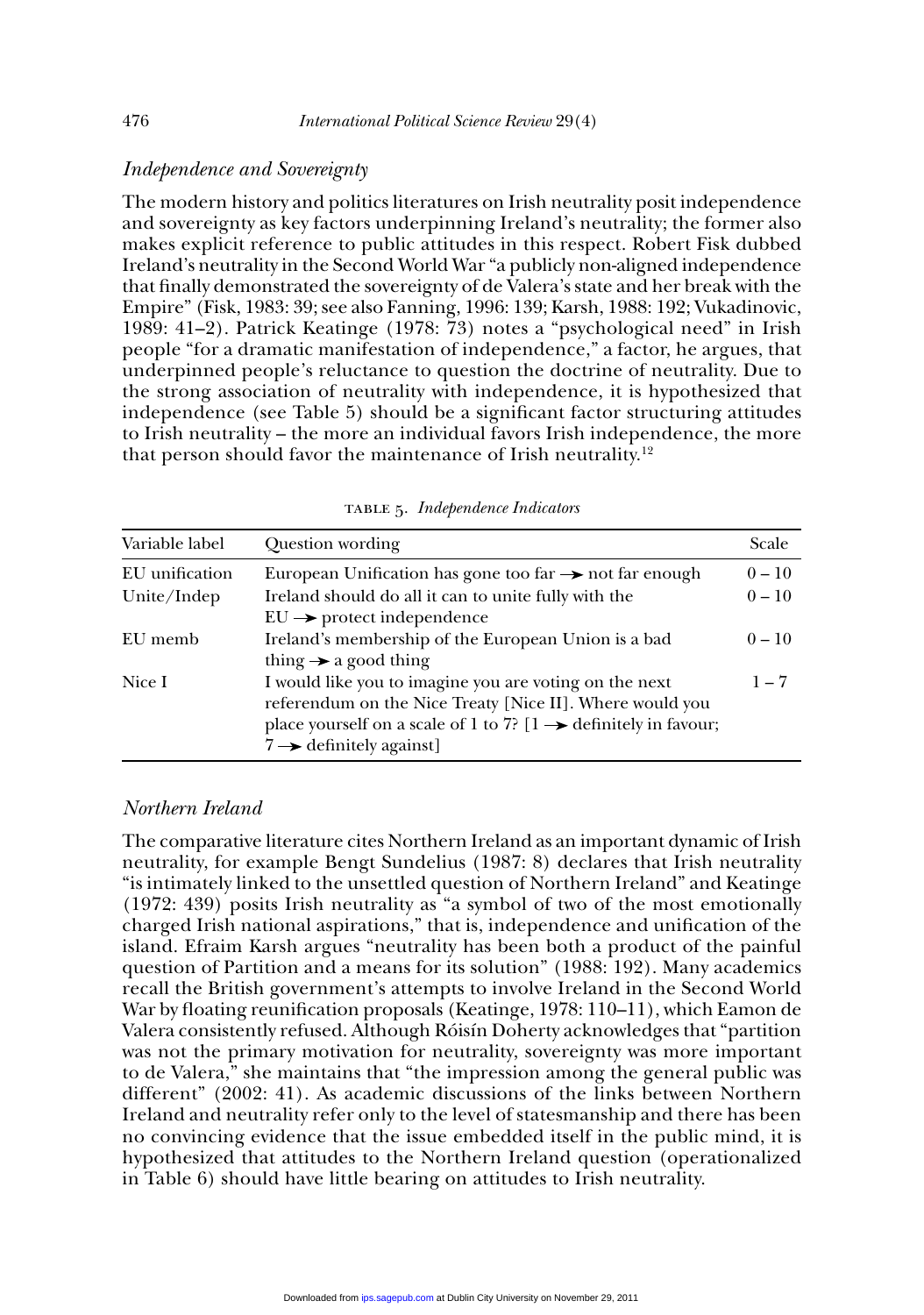### *Independence and Sovereignty*

The modern history and politics literatures on Irish neutrality posit independence and sovereignty as key factors underpinning Ireland's neutrality; the former also makes explicit reference to public attitudes in this respect. Robert Fisk dubbed Ireland's neutrality in the Second World War "a publicly non-aligned independence that finally demonstrated the sovereignty of de Valera's state and her break with the Empire" (Fisk, 1983: 39; see also Fanning, 1996: 139; Karsh, 1988: 192; Vukadinovic, 1989: 41–2). Patrick Keatinge (1978: 73) notes a "psychological need" in Irish people "for a dramatic manifestation of independence," a factor, he argues, that underpinned people's reluctance to question the doctrine of neutrality. Due to the strong association of neutrality with independence, it is hypothesized that independence (see Table 5) should be a significant factor structuring attitudes to Irish neutrality – the more an individual favors Irish independence, the more that person should favor the maintenance of Irish neutrality.[12]

TABLE 5. *Independence Indicators*

| Variable label | Question wording | Scale |
|---|---|---|
| EU unification | European Unification has gone too far → not far enough | 0 – 10 |
| Unite/Indep | Ireland should do all it can to unite fully with the EU → protect independence | 0 – 10 |
| EU memb | Ireland's membership of the European Union is a bad thing → a good thing | 0 – 10 |
| Nice I | I would like you to imagine you are voting on the next referendum on the Nice Treaty [Nice II]. Where would you place yourself on a scale of 1 to 7? [1 → definitely in favour; 7 → definitely against] | 1 – 7 |

### *Northern Ireland*

The comparative literature cites Northern Ireland as an important dynamic of Irish neutrality, for example Bengt Sundelius (1987: 8) declares that Irish neutrality "is intimately linked to the unsettled question of Northern Ireland" and Keatinge (1972: 439) posits Irish neutrality as "a symbol of two of the most emotionally charged Irish national aspirations," that is, independence and unification of the island. Efraim Karsh argues "neutrality has been both a product of the painful question of Partition and a means for its solution" (1988: 192). Many academics recall the British government's attempts to involve Ireland in the Second World War by floating reunification proposals (Keatinge, 1978: 110–11), which Eamon de Valera consistently refused. Although Róisín Doherty acknowledges that "partition was not the primary motivation for neutrality, sovereignty was more important to de Valera," she maintains that "the impression among the general public was different" (2002: 41). As academic discussions of the links between Northern Ireland and neutrality refer only to the level of statesmanship and there has been no convincing evidence that the issue embedded itself in the public mind, it is hypothesized that attitudes to the Northern Ireland question (operationalized in Table 6) should have little bearing on attitudes to Irish neutrality.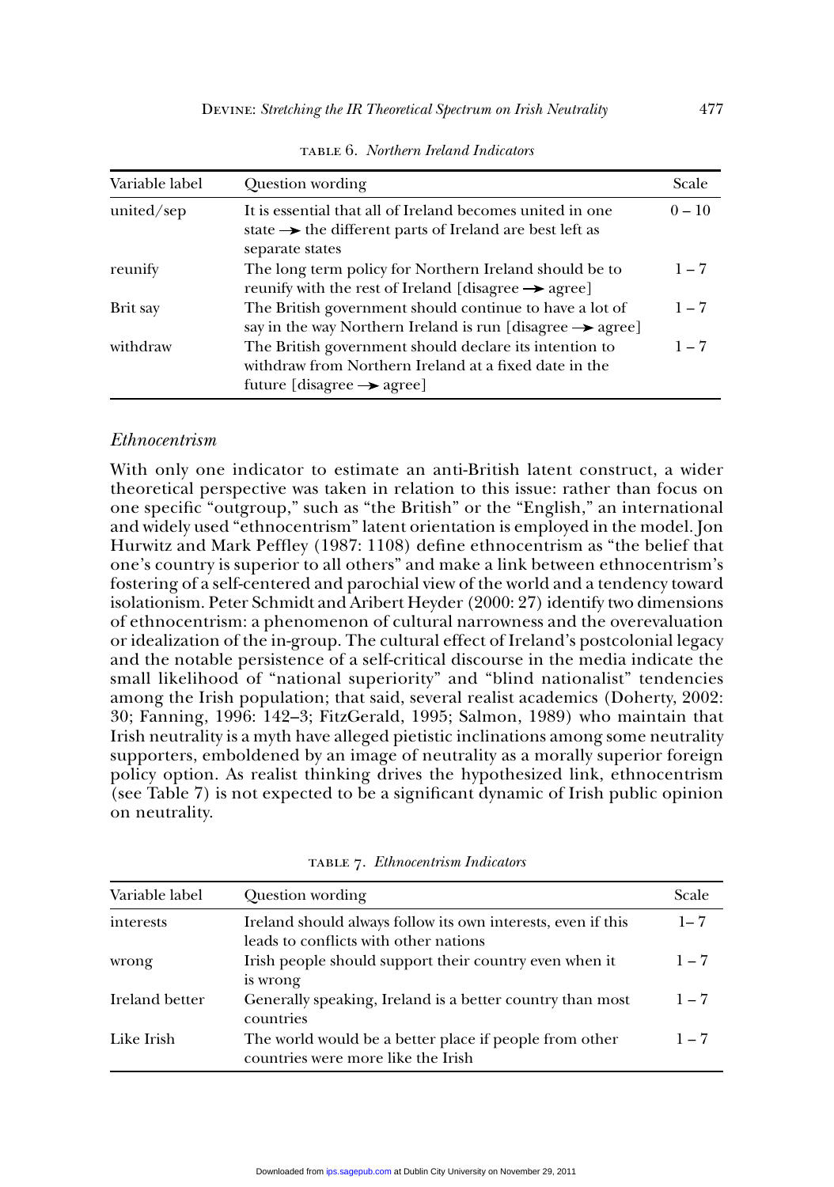TABLE 6. *Northern Ireland Indicators*

| Variable label | Question wording | Scale |
|---|---|---|
| united/sep | It is essential that all of Ireland becomes united in one state → the different parts of Ireland are best left as separate states | 0 – 10 |
| reunify | The long term policy for Northern Ireland should be to reunify with the rest of Ireland [disagree → agree] | 1 – 7 |
| Brit say | The British government should continue to have a lot of say in the way Northern Ireland is run [disagree → agree] | 1 – 7 |
| withdraw | The British government should declare its intention to withdraw from Northern Ireland at a fixed date in the future [disagree → agree] | 1 – 7 |

### *Ethnocentrism*

With only one indicator to estimate an anti-British latent construct, a wider theoretical perspective was taken in relation to this issue: rather than focus on one specific "outgroup," such as "the British" or the "English," an international and widely used "ethnocentrism" latent orientation is employed in the model. Jon Hurwitz and Mark Peffley (1987: 1108) define ethnocentrism as "the belief that one's country is superior to all others" and make a link between ethnocentrism's fostering of a self-centered and parochial view of the world and a tendency toward isolationism. Peter Schmidt and Aribert Heyder (2000: 27) identify two dimensions of ethnocentrism: a phenomenon of cultural narrowness and the overevaluation or idealization of the in-group. The cultural effect of Ireland's postcolonial legacy and the notable persistence of a self-critical discourse in the media indicate the small likelihood of "national superiority" and "blind nationalist" tendencies among the Irish population; that said, several realist academics (Doherty, 2002: 30; Fanning, 1996: 142–3; FitzGerald, 1995; Salmon, 1989) who maintain that Irish neutrality is a myth have alleged pietistic inclinations among some neutrality supporters, emboldened by an image of neutrality as a morally superior foreign policy option. As realist thinking drives the hypothesized link, ethnocentrism (see Table 7) is not expected to be a significant dynamic of Irish public opinion on neutrality.

TABLE 7. *Ethnocentrism Indicators*

| Variable label | Question wording | Scale |
|---|---|---|
| interests | Ireland should always follow its own interests, even if this leads to conflicts with other nations | 1– 7 |
| wrong | Irish people should support their country even when it is wrong | 1 – 7 |
| Ireland better | Generally speaking, Ireland is a better country than most countries | 1 – 7 |
| Like Irish | The world would be a better place if people from other countries were more like the Irish | 1 – 7 |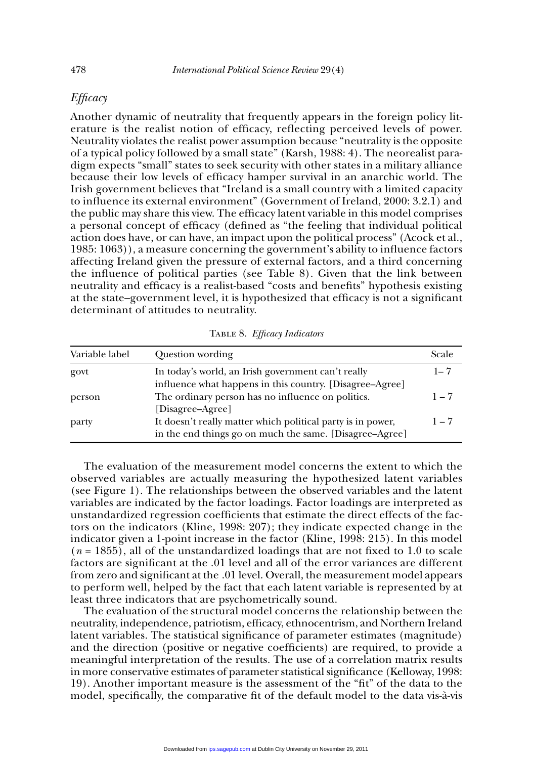### *Efficacy*

Another dynamic of neutrality that frequently appears in the foreign policy literature is the realist notion of efficacy, reflecting perceived levels of power. Neutrality violates the realist power assumption because "neutrality is the opposite of a typical policy followed by a small state" (Karsh, 1988: 4). The neorealist paradigm expects "small" states to seek security with other states in a military alliance because their low levels of efficacy hamper survival in an anarchic world. The Irish government believes that "Ireland is a small country with a limited capacity to influence its external environment" (Government of Ireland, 2000: 3.2.1) and the public may share this view. The efficacy latent variable in this model comprises a personal concept of efficacy (defined as "the feeling that individual political action does have, or can have, an impact upon the political process" (Acock et al., 1985: 1063)), a measure concerning the government's ability to influence factors affecting Ireland given the pressure of external factors, and a third concerning the influence of political parties (see Table 8). Given that the link between neutrality and efficacy is a realist-based "costs and benefits" hypothesis existing at the state–government level, it is hypothesized that efficacy is not a significant determinant of attitudes to neutrality.

TABLE 8. *Efficacy Indicators*

| Variable label | Question wording | Scale |
|---|---|---|
| govt | In today's world, an Irish government can't really influence what happens in this country. [Disagree–Agree] | 1– 7 |
| person | The ordinary person has no influence on politics. [Disagree–Agree] | 1 – 7 |
| party | It doesn't really matter which political party is in power, in the end things go on much the same. [Disagree–Agree] | 1 – 7 |

The evaluation of the measurement model concerns the extent to which the observed variables are actually measuring the hypothesized latent variables (see Figure 1). The relationships between the observed variables and the latent variables are indicated by the factor loadings. Factor loadings are interpreted as unstandardized regression coefficients that estimate the direct effects of the factors on the indicators (Kline, 1998: 207); they indicate expected change in the indicator given a 1-point increase in the factor (Kline, 1998: 215). In this model ($n = 1855$), all of the unstandardized loadings that are not fixed to 1.0 to scale factors are significant at the .01 level and all of the error variances are different from zero and significant at the .01 level. Overall, the measurement model appears to perform well, helped by the fact that each latent variable is represented by at least three indicators that are psychometrically sound.

The evaluation of the structural model concerns the relationship between the neutrality, independence, patriotism, efficacy, ethnocentrism, and Northern Ireland latent variables. The statistical significance of parameter estimates (magnitude) and the direction (positive or negative coefficients) are required, to provide a meaningful interpretation of the results. The use of a correlation matrix results in more conservative estimates of parameter statistical significance (Kelloway, 1998: 19). Another important measure is the assessment of the "fit" of the data to the model, specifically, the comparative fit of the default model to the data vis-à-vis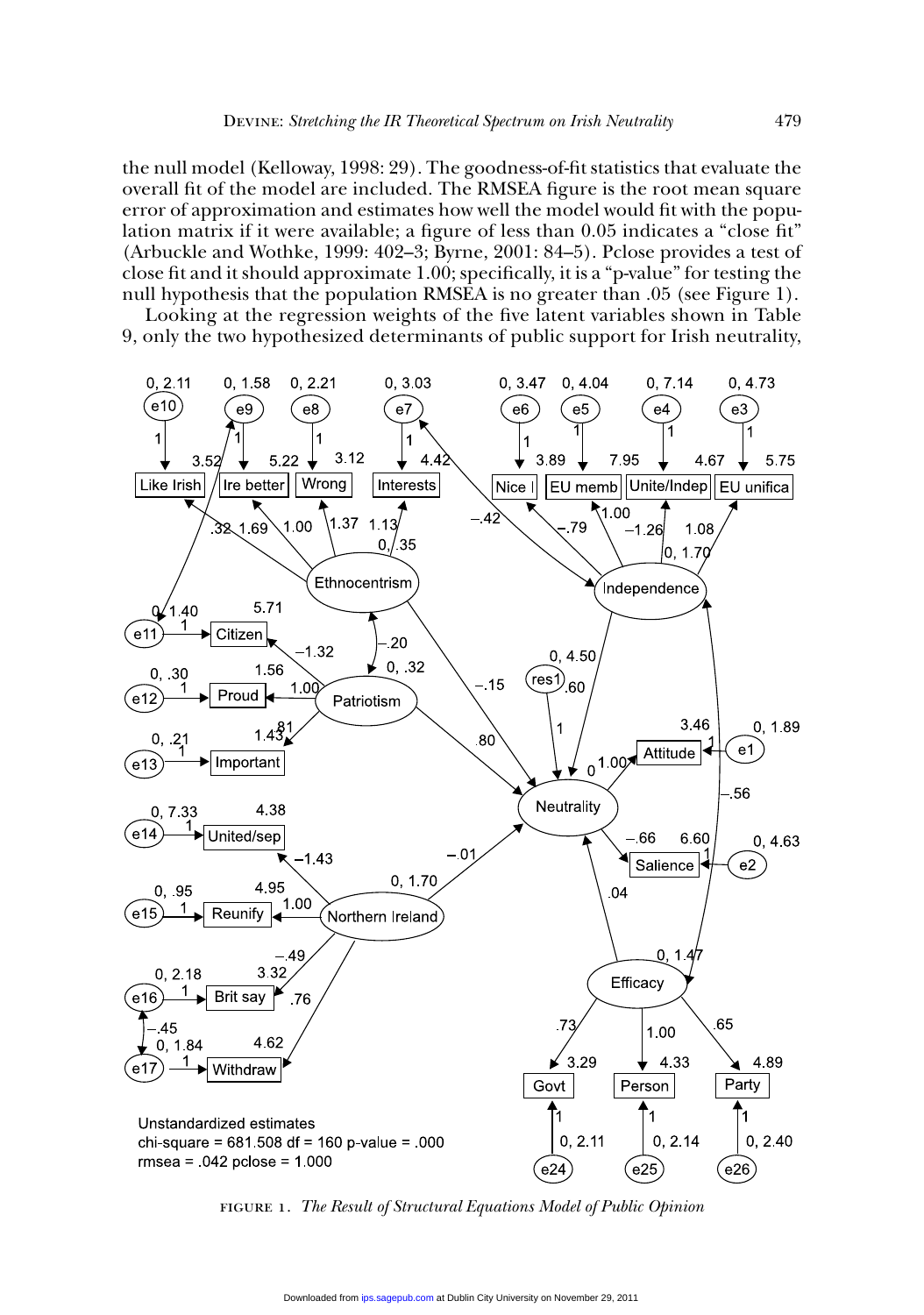the null model (Kelloway, 1998: 29). The goodness-of-fit statistics that evaluate the overall fit of the model are included. The RMSEA figure is the root mean square error of approximation and estimates how well the model would fit with the population matrix if it were available; a figure of less than 0.05 indicates a "close fit" (Arbuckle and Wothke, 1999: 402–3; Byrne, 2001: 84–5). Pclose provides a test of close fit and it should approximate 1.00; specifically, it is a "p-value" for testing the null hypothesis that the population RMSEA is no greater than .05 (see Figure 1).

Looking at the regression weights of the five latent variables shown in Table 9, only the two hypothesized determinants of public support for Irish neutrality,

Unstandardized estimates
chi-square = 681.508 df = 160 p-value = .000
rmsea = .042 pclose = 1.000

FIGURE 1. *The Result of Structural Equations Model of Public Opinion*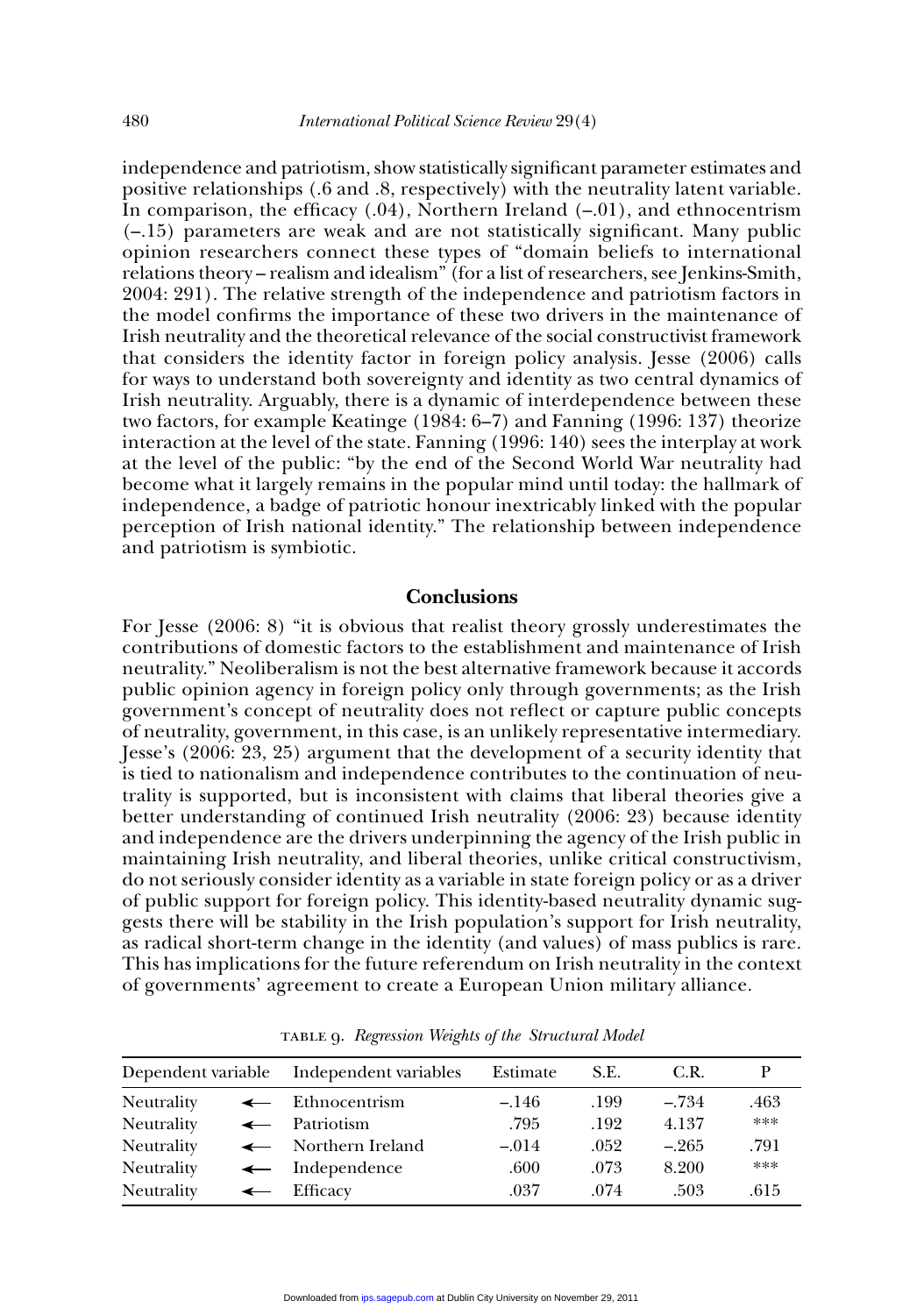independence and patriotism, show statistically significant parameter estimates and positive relationships (.6 and .8, respectively) with the neutrality latent variable. In comparison, the efficacy (.04), Northern Ireland (–.01), and ethnocentrism (–.15) parameters are weak and are not statistically significant. Many public opinion researchers connect these types of "domain beliefs to international relations theory – realism and idealism" (for a list of researchers, see Jenkins-Smith, 2004: 291). The relative strength of the independence and patriotism factors in the model confirms the importance of these two drivers in the maintenance of Irish neutrality and the theoretical relevance of the social constructivist framework that considers the identity factor in foreign policy analysis. Jesse (2006) calls for ways to understand both sovereignty and identity as two central dynamics of Irish neutrality. Arguably, there is a dynamic of interdependence between these two factors, for example Keatinge (1984: 6–7) and Fanning (1996: 137) theorize interaction at the level of the state. Fanning (1996: 140) sees the interplay at work at the level of the public: "by the end of the Second World War neutrality had become what it largely remains in the popular mind until today: the hallmark of independence, a badge of patriotic honour inextricably linked with the popular perception of Irish national identity." The relationship between independence and patriotism is symbiotic.

## Conclusions

For Jesse (2006: 8) "it is obvious that realist theory grossly underestimates the contributions of domestic factors to the establishment and maintenance of Irish neutrality." Neoliberalism is not the best alternative framework because it accords public opinion agency in foreign policy only through governments; as the Irish government's concept of neutrality does not reflect or capture public concepts of neutrality, government, in this case, is an unlikely representative intermediary. Jesse's (2006: 23, 25) argument that the development of a security identity that is tied to nationalism and independence contributes to the continuation of neutrality is supported, but is inconsistent with claims that liberal theories give a better understanding of continued Irish neutrality (2006: 23) because identity and independence are the drivers underpinning the agency of the Irish public in maintaining Irish neutrality, and liberal theories, unlike critical constructivism, do not seriously consider identity as a variable in state foreign policy or as a driver of public support for foreign policy. This identity-based neutrality dynamic suggests there will be stability in the Irish population's support for Irish neutrality, as radical short-term change in the identity (and values) of mass publics is rare. This has implications for the future referendum on Irish neutrality in the context of governments' agreement to create a European Union military alliance.

TABLE 9. *Regression Weights of the Structural Model*

| Dependent variable | | Independent variables | Estimate | S.E. | C.R. | P |
|---|---|---|---|---|---|---|
| Neutrality | ← | Ethnocentrism | –.146 | .199 | –.734 | .463 |
| Neutrality | ← | Patriotism | .795 | .192 | 4.137 | *** |
| Neutrality | ← | Northern Ireland | –.014 | .052 | –.265 | .791 |
| Neutrality | ← | Independence | .600 | .073 | 8.200 | *** |
| Neutrality | ← | Efficacy | .037 | .074 | .503 | .615 |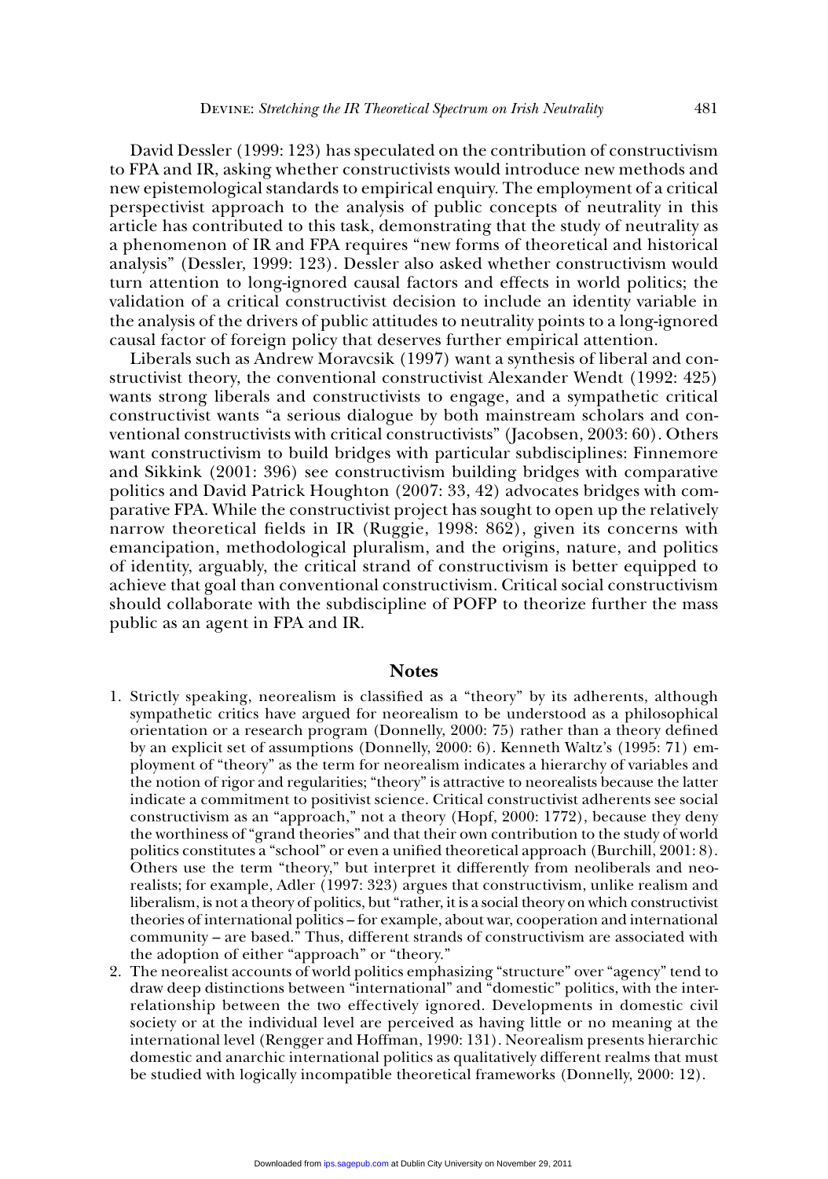David Dessler (1999: 123) has speculated on the contribution of constructivism to FPA and IR, asking whether constructivists would introduce new methods and new epistemological standards to empirical enquiry. The employment of a critical perspectivist approach to the analysis of public concepts of neutrality in this article has contributed to this task, demonstrating that the study of neutrality as a phenomenon of IR and FPA requires "new forms of theoretical and historical analysis" (Dessler, 1999: 123). Dessler also asked whether constructivism would turn attention to long-ignored causal factors and effects in world politics; the validation of a critical constructivist decision to include an identity variable in the analysis of the drivers of public attitudes to neutrality points to a long-ignored causal factor of foreign policy that deserves further empirical attention.

Liberals such as Andrew Moravcsik (1997) want a synthesis of liberal and constructivist theory, the conventional constructivist Alexander Wendt (1992: 425) wants strong liberals and constructivists to engage, and a sympathetic critical constructivist wants "a serious dialogue by both mainstream scholars and conventional constructivists with critical constructivists" (Jacobsen, 2003: 60). Others want constructivism to build bridges with particular subdisciplines: Finnemore and Sikkink (2001: 396) see constructivism building bridges with comparative politics and David Patrick Houghton (2007: 33, 42) advocates bridges with comparative FPA. While the constructivist project has sought to open up the relatively narrow theoretical fields in IR (Ruggie, 1998: 862), given its concerns with emancipation, methodological pluralism, and the origins, nature, and politics of identity, arguably, the critical strand of constructivism is better equipped to achieve that goal than conventional constructivism. Critical social constructivism should collaborate with the subdiscipline of POFP to theorize further the mass public as an agent in FPA and IR.

## Notes

1. Strictly speaking, neorealism is classified as a "theory" by its adherents, although sympathetic critics have argued for neorealism to be understood as a philosophical orientation or a research program (Donnelly, 2000: 75) rather than a theory defined by an explicit set of assumptions (Donnelly, 2000: 6). Kenneth Waltz's (1995: 71) employment of "theory" as the term for neorealism indicates a hierarchy of variables and the notion of rigor and regularities; "theory" is attractive to neorealists because the latter indicate a commitment to positivist science. Critical constructivist adherents see social constructivism as an "approach," not a theory (Hopf, 2000: 1772), because they deny the worthiness of "grand theories" and that their own contribution to the study of world politics constitutes a "school" or even a unified theoretical approach (Burchill, 2001: 8). Others use the term "theory," but interpret it differently from neoliberals and neorealists; for example, Adler (1997: 323) argues that constructivism, unlike realism and liberalism, is not a theory of politics, but "rather, it is a social theory on which constructivist theories of international politics – for example, about war, cooperation and international community – are based." Thus, different strands of constructivism are associated with the adoption of either "approach" or "theory."
2. The neorealist accounts of world politics emphasizing "structure" over "agency" tend to draw deep distinctions between "international" and "domestic" politics, with the interrelationship between the two effectively ignored. Developments in domestic civil society or at the individual level are perceived as having little or no meaning at the international level (Rengger and Hoffman, 1990: 131). Neorealism presents hierarchic domestic and anarchic international politics as qualitatively different realms that must be studied with logically incompatible theoretical frameworks (Donnelly, 2000: 12).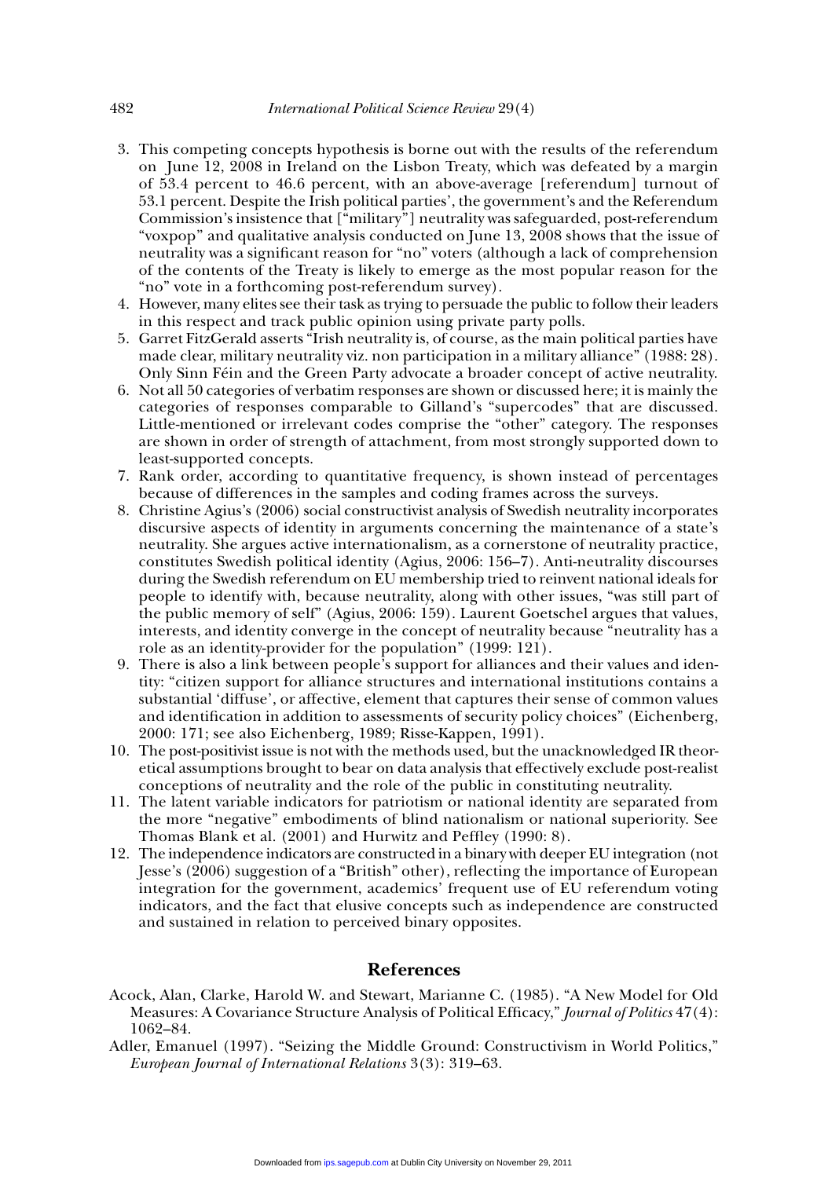3. This competing concepts hypothesis is borne out with the results of the referendum on June 12, 2008 in Ireland on the Lisbon Treaty, which was defeated by a margin of 53.4 percent to 46.6 percent, with an above-average [referendum] turnout of 53.1 percent. Despite the Irish political parties', the government's and the Referendum Commission's insistence that ["military"] neutrality was safeguarded, post-referendum "voxpop" and qualitative analysis conducted on June 13, 2008 shows that the issue of neutrality was a significant reason for "no" voters (although a lack of comprehension of the contents of the Treaty is likely to emerge as the most popular reason for the "no" vote in a forthcoming post-referendum survey).
4. However, many elites see their task as trying to persuade the public to follow their leaders in this respect and track public opinion using private party polls.
5. Garret FitzGerald asserts "Irish neutrality is, of course, as the main political parties have made clear, military neutrality viz. non participation in a military alliance" (1988: 28). Only Sinn Féin and the Green Party advocate a broader concept of active neutrality.
6. Not all 50 categories of verbatim responses are shown or discussed here; it is mainly the categories of responses comparable to Gilland's "supercodes" that are discussed. Little-mentioned or irrelevant codes comprise the "other" category. The responses are shown in order of strength of attachment, from most strongly supported down to least-supported concepts.
7. Rank order, according to quantitative frequency, is shown instead of percentages because of differences in the samples and coding frames across the surveys.
8. Christine Agius's (2006) social constructivist analysis of Swedish neutrality incorporates discursive aspects of identity in arguments concerning the maintenance of a state's neutrality. She argues active internationalism, as a cornerstone of neutrality practice, constitutes Swedish political identity (Agius, 2006: 156–7). Anti-neutrality discourses during the Swedish referendum on EU membership tried to reinvent national ideals for people to identify with, because neutrality, along with other issues, "was still part of the public memory of self" (Agius, 2006: 159). Laurent Goetschel argues that values, interests, and identity converge in the concept of neutrality because "neutrality has a role as an identity-provider for the population" (1999: 121).
9. There is also a link between people's support for alliances and their values and identity: "citizen support for alliance structures and international institutions contains a substantial 'diffuse', or affective, element that captures their sense of common values and identification in addition to assessments of security policy choices" (Eichenberg, 2000: 171; see also Eichenberg, 1989; Risse-Kappen, 1991).
10. The post-positivist issue is not with the methods used, but the unacknowledged IR theoretical assumptions brought to bear on data analysis that effectively exclude post-realist conceptions of neutrality and the role of the public in constituting neutrality.
11. The latent variable indicators for patriotism or national identity are separated from the more "negative" embodiments of blind nationalism or national superiority. See Thomas Blank et al. (2001) and Hurwitz and Peffley (1990: 8).
12. The independence indicators are constructed in a binary with deeper EU integration (not Jesse's (2006) suggestion of a "British" other), reflecting the importance of European integration for the government, academics' frequent use of EU referendum voting indicators, and the fact that elusive concepts such as independence are constructed and sustained in relation to perceived binary opposites.

## References

Acock, Alan, Clarke, Harold W. and Stewart, Marianne C. (1985). "A New Model for Old Measures: A Covariance Structure Analysis of Political Efficacy," *Journal of Politics* 47(4): 1062–84.

Adler, Emanuel (1997). "Seizing the Middle Ground: Constructivism in World Politics," *European Journal of International Relations* 3(3): 319–63.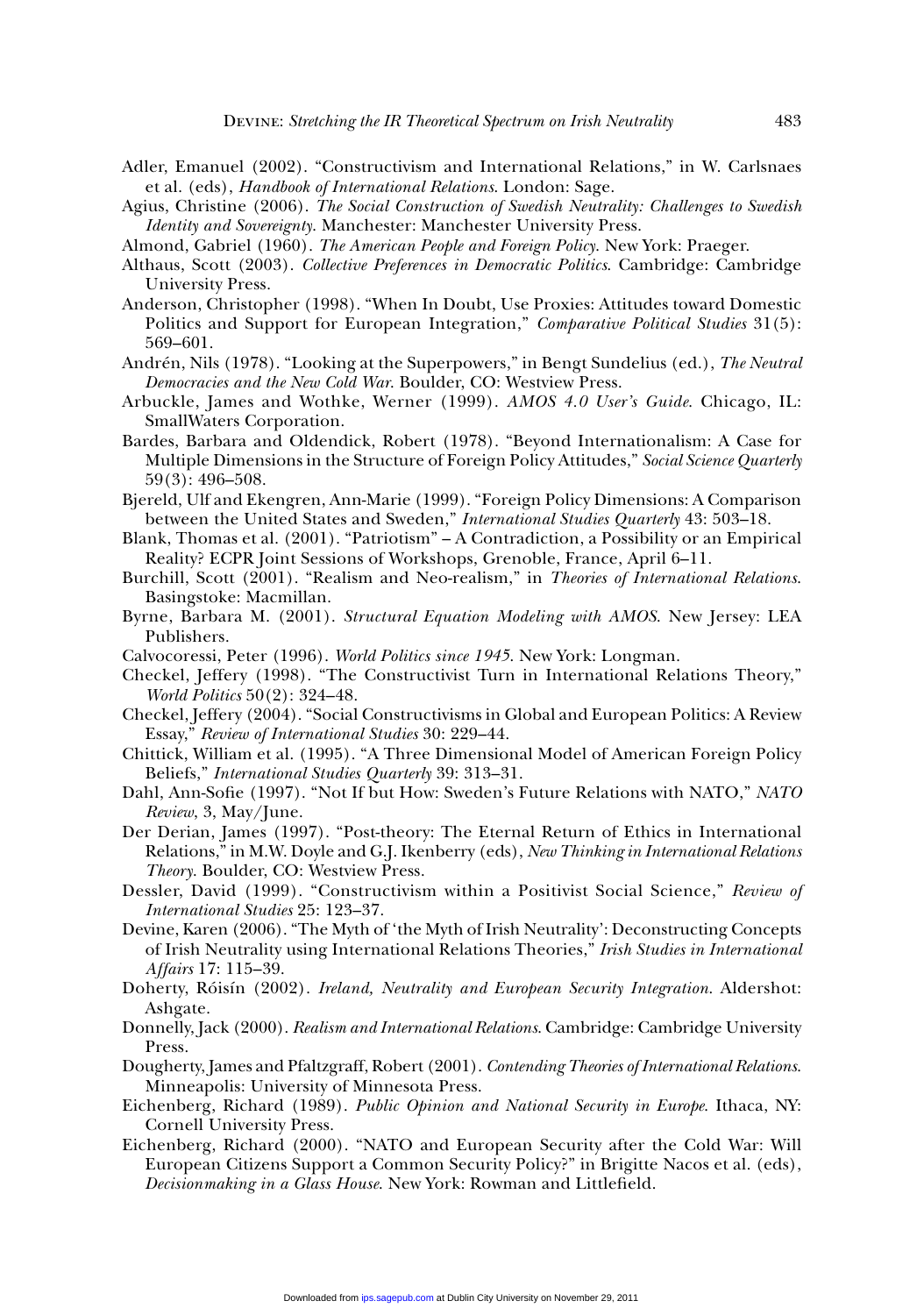Adler, Emanuel (2002). "Constructivism and International Relations," in W. Carlsnaes et al. (eds), *Handbook of International Relations*. London: Sage.

Agius, Christine (2006). *The Social Construction of Swedish Neutrality: Challenges to Swedish Identity and Sovereignty*. Manchester: Manchester University Press.

Almond, Gabriel (1960). *The American People and Foreign Policy*. New York: Praeger.

Althaus, Scott (2003). *Collective Preferences in Democratic Politics*. Cambridge: Cambridge University Press.

Anderson, Christopher (1998). "When In Doubt, Use Proxies: Attitudes toward Domestic Politics and Support for European Integration," *Comparative Political Studies* 31(5): 569–601.

Andrén, Nils (1978). "Looking at the Superpowers," in Bengt Sundelius (ed.), *The Neutral Democracies and the New Cold War*. Boulder, CO: Westview Press.

Arbuckle, James and Wothke, Werner (1999). *AMOS 4.0 User's Guide*. Chicago, IL: SmallWaters Corporation.

Bardes, Barbara and Oldendick, Robert (1978). "Beyond Internationalism: A Case for Multiple Dimensions in the Structure of Foreign Policy Attitudes," *Social Science Quarterly* 59(3): 496–508.

Bjereld, Ulf and Ekengren, Ann-Marie (1999). "Foreign Policy Dimensions: A Comparison between the United States and Sweden," *International Studies Quarterly* 43: 503–18.

Blank, Thomas et al. (2001). "Patriotism" – A Contradiction, a Possibility or an Empirical Reality? ECPR Joint Sessions of Workshops, Grenoble, France, April 6–11.

Burchill, Scott (2001). "Realism and Neo-realism," in *Theories of International Relations*. Basingstoke: Macmillan.

Byrne, Barbara M. (2001). *Structural Equation Modeling with AMOS*. New Jersey: LEA Publishers.

Calvocoressi, Peter (1996). *World Politics since 1945*. New York: Longman.

Checkel, Jeffery (1998). "The Constructivist Turn in International Relations Theory," *World Politics* 50(2): 324–48.

Checkel, Jeffery (2004). "Social Constructivisms in Global and European Politics: A Review Essay," *Review of International Studies* 30: 229–44.

Chittick, William et al. (1995). "A Three Dimensional Model of American Foreign Policy Beliefs," *International Studies Quarterly* 39: 313–31.

Dahl, Ann-Sofie (1997). "Not If but How: Sweden's Future Relations with NATO," *NATO Review*, 3, May/June.

Der Derian, James (1997). "Post-theory: The Eternal Return of Ethics in International Relations," in M.W. Doyle and G.J. Ikenberry (eds), *New Thinking in International Relations Theory*. Boulder, CO: Westview Press.

Dessler, David (1999). "Constructivism within a Positivist Social Science," *Review of International Studies* 25: 123–37.

Devine, Karen (2006). "The Myth of 'the Myth of Irish Neutrality': Deconstructing Concepts of Irish Neutrality using International Relations Theories," *Irish Studies in International Affairs* 17: 115–39.

Doherty, Róisín (2002). *Ireland, Neutrality and European Security Integration*. Aldershot: Ashgate.

Donnelly, Jack (2000). *Realism and International Relations*. Cambridge: Cambridge University Press.

Dougherty, James and Pfaltzgraff, Robert (2001). *Contending Theories of International Relations*. Minneapolis: University of Minnesota Press.

Eichenberg, Richard (1989). *Public Opinion and National Security in Europe*. Ithaca, NY: Cornell University Press.

Eichenberg, Richard (2000). "NATO and European Security after the Cold War: Will European Citizens Support a Common Security Policy?" in Brigitte Nacos et al. (eds), *Decisionmaking in a Glass House*. New York: Rowman and Littlefield.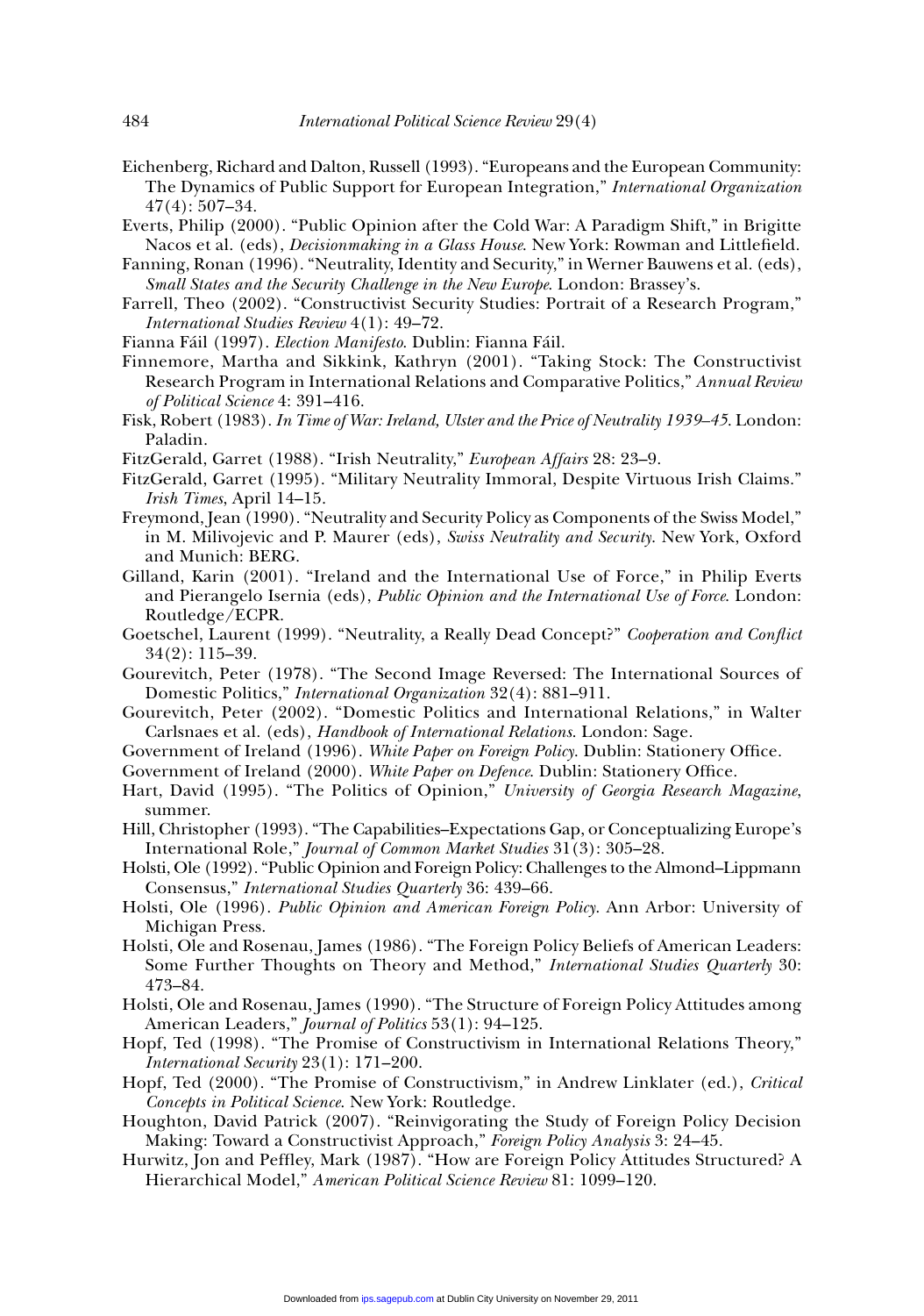Eichenberg, Richard and Dalton, Russell (1993). "Europeans and the European Community: The Dynamics of Public Support for European Integration," *International Organization* 47(4): 507–34.

Everts, Philip (2000). "Public Opinion after the Cold War: A Paradigm Shift," in Brigitte Nacos et al. (eds), *Decisionmaking in a Glass House*. New York: Rowman and Littlefield.

Fanning, Ronan (1996). "Neutrality, Identity and Security," in Werner Bauwens et al. (eds), *Small States and the Security Challenge in the New Europe*. London: Brassey's.

Farrell, Theo (2002). "Constructivist Security Studies: Portrait of a Research Program," *International Studies Review* 4(1): 49–72.

Fianna Fáil (1997). *Election Manifesto*. Dublin: Fianna Fáil.

Finnemore, Martha and Sikkink, Kathryn (2001). "Taking Stock: The Constructivist Research Program in International Relations and Comparative Politics," *Annual Review of Political Science* 4: 391–416.

Fisk, Robert (1983). *In Time of War: Ireland, Ulster and the Price of Neutrality 1939–45*. London: Paladin.

FitzGerald, Garret (1988). "Irish Neutrality," *European Affairs* 28: 23–9.

FitzGerald, Garret (1995). "Military Neutrality Immoral, Despite Virtuous Irish Claims." *Irish Times*, April 14–15.

Freymond, Jean (1990). "Neutrality and Security Policy as Components of the Swiss Model," in M. Milivojevic and P. Maurer (eds), *Swiss Neutrality and Security*. New York, Oxford and Munich: BERG.

Gilland, Karin (2001). "Ireland and the International Use of Force," in Philip Everts and Pierangelo Isernia (eds), *Public Opinion and the International Use of Force*. London: Routledge/ECPR.

Goetschel, Laurent (1999). "Neutrality, a Really Dead Concept?" *Cooperation and Conflict* 34(2): 115–39.

Gourevitch, Peter (1978). "The Second Image Reversed: The International Sources of Domestic Politics," *International Organization* 32(4): 881–911.

Gourevitch, Peter (2002). "Domestic Politics and International Relations," in Walter Carlsnaes et al. (eds), *Handbook of International Relations*. London: Sage.

Government of Ireland (1996). *White Paper on Foreign Policy*. Dublin: Stationery Office.

Government of Ireland (2000). *White Paper on Defence*. Dublin: Stationery Office.

Hart, David (1995). "The Politics of Opinion," *University of Georgia Research Magazine*, summer.

Hill, Christopher (1993). "The Capabilities–Expectations Gap, or Conceptualizing Europe's International Role," *Journal of Common Market Studies* 31(3): 305–28.

Holsti, Ole (1992). "Public Opinion and Foreign Policy: Challenges to the Almond–Lippmann Consensus," *International Studies Quarterly* 36: 439–66.

Holsti, Ole (1996). *Public Opinion and American Foreign Policy*. Ann Arbor: University of Michigan Press.

Holsti, Ole and Rosenau, James (1986). "The Foreign Policy Beliefs of American Leaders: Some Further Thoughts on Theory and Method," *International Studies Quarterly* 30: 473–84.

Holsti, Ole and Rosenau, James (1990). "The Structure of Foreign Policy Attitudes among American Leaders," *Journal of Politics* 53(1): 94–125.

Hopf, Ted (1998). "The Promise of Constructivism in International Relations Theory," *International Security* 23(1): 171–200.

Hopf, Ted (2000). "The Promise of Constructivism," in Andrew Linklater (ed.), *Critical Concepts in Political Science*. New York: Routledge.

Houghton, David Patrick (2007). "Reinvigorating the Study of Foreign Policy Decision Making: Toward a Constructivist Approach," *Foreign Policy Analysis* 3: 24–45.

Hurwitz, Jon and Peffley, Mark (1987). "How are Foreign Policy Attitudes Structured? A Hierarchical Model," *American Political Science Review* 81: 1099–120.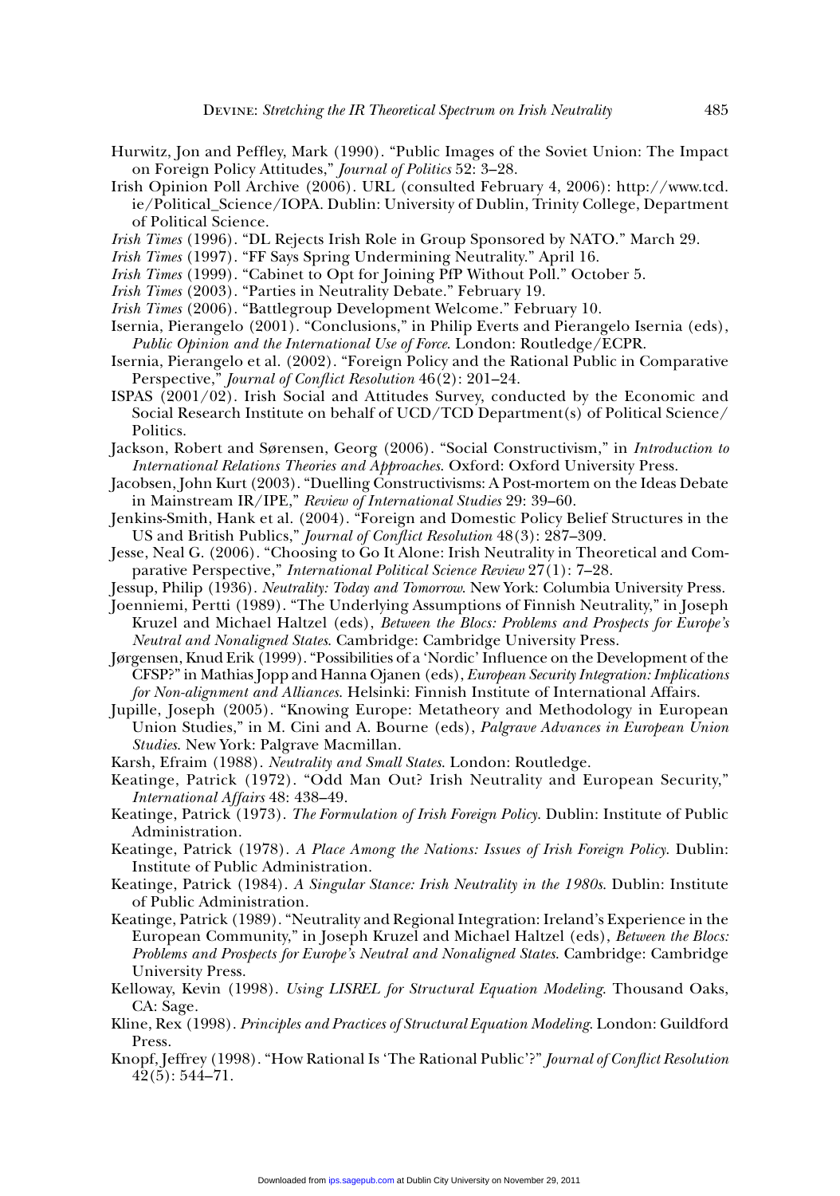Hurwitz, Jon and Peffley, Mark (1990). "Public Images of the Soviet Union: The Impact on Foreign Policy Attitudes," *Journal of Politics* 52: 3–28.

Irish Opinion Poll Archive (2006). URL (consulted February 4, 2006): http://www.tcd.ie/Political_Science/IOPA. Dublin: University of Dublin, Trinity College, Department of Political Science.

*Irish Times* (1996). "DL Rejects Irish Role in Group Sponsored by NATO." March 29.

*Irish Times* (1997). "FF Says Spring Undermining Neutrality." April 16.

*Irish Times* (1999). "Cabinet to Opt for Joining PfP Without Poll." October 5.

*Irish Times* (2003). "Parties in Neutrality Debate." February 19.

*Irish Times* (2006). "Battlegroup Development Welcome." February 10.

Isernia, Pierangelo (2001). "Conclusions," in Philip Everts and Pierangelo Isernia (eds), *Public Opinion and the International Use of Force*. London: Routledge/ECPR.

Isernia, Pierangelo et al. (2002). "Foreign Policy and the Rational Public in Comparative Perspective," *Journal of Conflict Resolution* 46(2): 201–24.

ISPAS (2001/02). Irish Social and Attitudes Survey, conducted by the Economic and Social Research Institute on behalf of UCD/TCD Department(s) of Political Science/Politics.

Jackson, Robert and Sørensen, Georg (2006). "Social Constructivism," in *Introduction to International Relations Theories and Approaches*. Oxford: Oxford University Press.

Jacobsen, John Kurt (2003). "Duelling Constructivisms: A Post-mortem on the Ideas Debate in Mainstream IR/IPE," *Review of International Studies* 29: 39–60.

Jenkins-Smith, Hank et al. (2004). "Foreign and Domestic Policy Belief Structures in the US and British Publics," *Journal of Conflict Resolution* 48(3): 287–309.

Jesse, Neal G. (2006). "Choosing to Go It Alone: Irish Neutrality in Theoretical and Comparative Perspective," *International Political Science Review* 27(1): 7–28.

Jessup, Philip (1936). *Neutrality: Today and Tomorrow*. New York: Columbia University Press.

Joenniemi, Pertti (1989). "The Underlying Assumptions of Finnish Neutrality," in Joseph Kruzel and Michael Haltzel (eds), *Between the Blocs: Problems and Prospects for Europe's Neutral and Nonaligned States*. Cambridge: Cambridge University Press.

Jørgensen, Knud Erik (1999). "Possibilities of a 'Nordic' Influence on the Development of the CFSP?" in Mathias Jopp and Hanna Ojanen (eds), *European Security Integration: Implications for Non-alignment and Alliances*. Helsinki: Finnish Institute of International Affairs.

Jupille, Joseph (2005). "Knowing Europe: Metatheory and Methodology in European Union Studies," in M. Cini and A. Bourne (eds), *Palgrave Advances in European Union Studies*. New York: Palgrave Macmillan.

Karsh, Efraim (1988). *Neutrality and Small States*. London: Routledge.

Keatinge, Patrick (1972). "Odd Man Out? Irish Neutrality and European Security," *International Affairs* 48: 438–49.

Keatinge, Patrick (1973). *The Formulation of Irish Foreign Policy*. Dublin: Institute of Public Administration.

Keatinge, Patrick (1978). *A Place Among the Nations: Issues of Irish Foreign Policy*. Dublin: Institute of Public Administration.

Keatinge, Patrick (1984). *A Singular Stance: Irish Neutrality in the 1980s*. Dublin: Institute of Public Administration.

Keatinge, Patrick (1989). "Neutrality and Regional Integration: Ireland's Experience in the European Community," in Joseph Kruzel and Michael Haltzel (eds), *Between the Blocs: Problems and Prospects for Europe's Neutral and Nonaligned States*. Cambridge: Cambridge University Press.

Kelloway, Kevin (1998). *Using LISREL for Structural Equation Modeling*. Thousand Oaks, CA: Sage.

Kline, Rex (1998). *Principles and Practices of Structural Equation Modeling*. London: Guildford Press.

Knopf, Jeffrey (1998). "How Rational Is 'The Rational Public'?" *Journal of Conflict Resolution* 42(5): 544–71.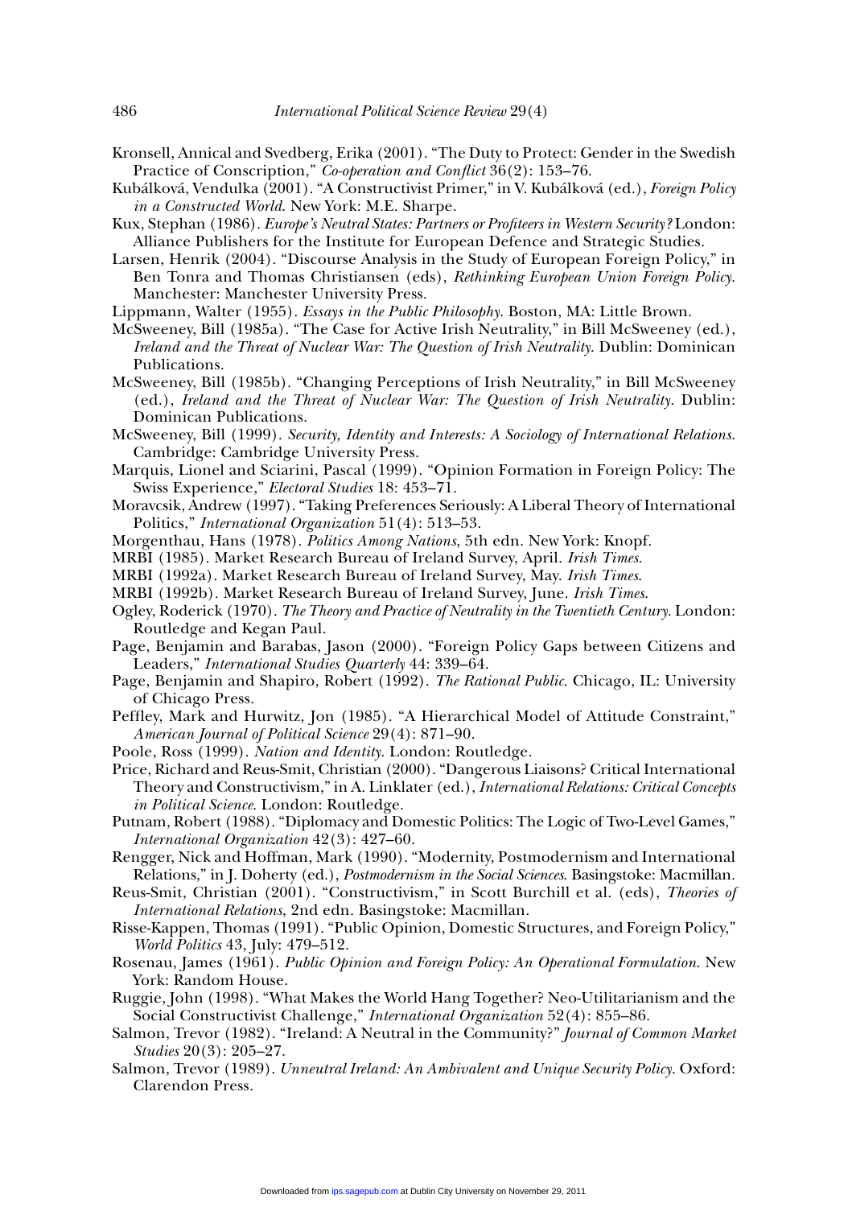Kronsell, Annical and Svedberg, Erika (2001). "The Duty to Protect: Gender in the Swedish Practice of Conscription," *Co-operation and Conflict* 36(2): 153–76.

Kubálková, Vendulka (2001). "A Constructivist Primer," in V. Kubálková (ed.), *Foreign Policy in a Constructed World*. New York: M.E. Sharpe.

Kux, Stephan (1986). *Europe's Neutral States: Partners or Profiteers in Western Security?* London: Alliance Publishers for the Institute for European Defence and Strategic Studies.

Larsen, Henrik (2004). "Discourse Analysis in the Study of European Foreign Policy," in Ben Tonra and Thomas Christiansen (eds), *Rethinking European Union Foreign Policy*. Manchester: Manchester University Press.

Lippmann, Walter (1955). *Essays in the Public Philosophy*. Boston, MA: Little Brown.

McSweeney, Bill (1985a). "The Case for Active Irish Neutrality," in Bill McSweeney (ed.), *Ireland and the Threat of Nuclear War: The Question of Irish Neutrality*. Dublin: Dominican Publications.

McSweeney, Bill (1985b). "Changing Perceptions of Irish Neutrality," in Bill McSweeney (ed.), *Ireland and the Threat of Nuclear War: The Question of Irish Neutrality*. Dublin: Dominican Publications.

McSweeney, Bill (1999). *Security, Identity and Interests: A Sociology of International Relations*. Cambridge: Cambridge University Press.

Marquis, Lionel and Sciarini, Pascal (1999). "Opinion Formation in Foreign Policy: The Swiss Experience," *Electoral Studies* 18: 453–71.

Moravcsik, Andrew (1997). "Taking Preferences Seriously: A Liberal Theory of International Politics," *International Organization* 51(4): 513–53.

Morgenthau, Hans (1978). *Politics Among Nations*, 5th edn. New York: Knopf.

MRBI (1985). Market Research Bureau of Ireland Survey, April. *Irish Times*.

MRBI (1992a). Market Research Bureau of Ireland Survey, May. *Irish Times*.

MRBI (1992b). Market Research Bureau of Ireland Survey, June. *Irish Times*.

Ogley, Roderick (1970). *The Theory and Practice of Neutrality in the Twentieth Century*. London: Routledge and Kegan Paul.

Page, Benjamin and Barabas, Jason (2000). "Foreign Policy Gaps between Citizens and Leaders," *International Studies Quarterly* 44: 339–64.

Page, Benjamin and Shapiro, Robert (1992). *The Rational Public*. Chicago, IL: University of Chicago Press.

Peffley, Mark and Hurwitz, Jon (1985). "A Hierarchical Model of Attitude Constraint," *American Journal of Political Science* 29(4): 871–90.

Poole, Ross (1999). *Nation and Identity*. London: Routledge.

Price, Richard and Reus-Smit, Christian (2000). "Dangerous Liaisons? Critical International Theory and Constructivism," in A. Linklater (ed.), *International Relations: Critical Concepts in Political Science*. London: Routledge.

Putnam, Robert (1988). "Diplomacy and Domestic Politics: The Logic of Two-Level Games," *International Organization* 42(3): 427–60.

Rengger, Nick and Hoffman, Mark (1990). "Modernity, Postmodernism and International Relations," in J. Doherty (ed.), *Postmodernism in the Social Sciences*. Basingstoke: Macmillan.

Reus-Smit, Christian (2001). "Constructivism," in Scott Burchill et al. (eds), *Theories of International Relations*, 2nd edn. Basingstoke: Macmillan.

Risse-Kappen, Thomas (1991). "Public Opinion, Domestic Structures, and Foreign Policy," *World Politics* 43, July: 479–512.

Rosenau, James (1961). *Public Opinion and Foreign Policy: An Operational Formulation*. New York: Random House.

Ruggie, John (1998). "What Makes the World Hang Together? Neo-Utilitarianism and the Social Constructivist Challenge," *International Organization* 52(4): 855–86.

Salmon, Trevor (1982). "Ireland: A Neutral in the Community?" *Journal of Common Market Studies* 20(3): 205–27.

Salmon, Trevor (1989). *Unneutral Ireland: An Ambivalent and Unique Security Policy*. Oxford: Clarendon Press.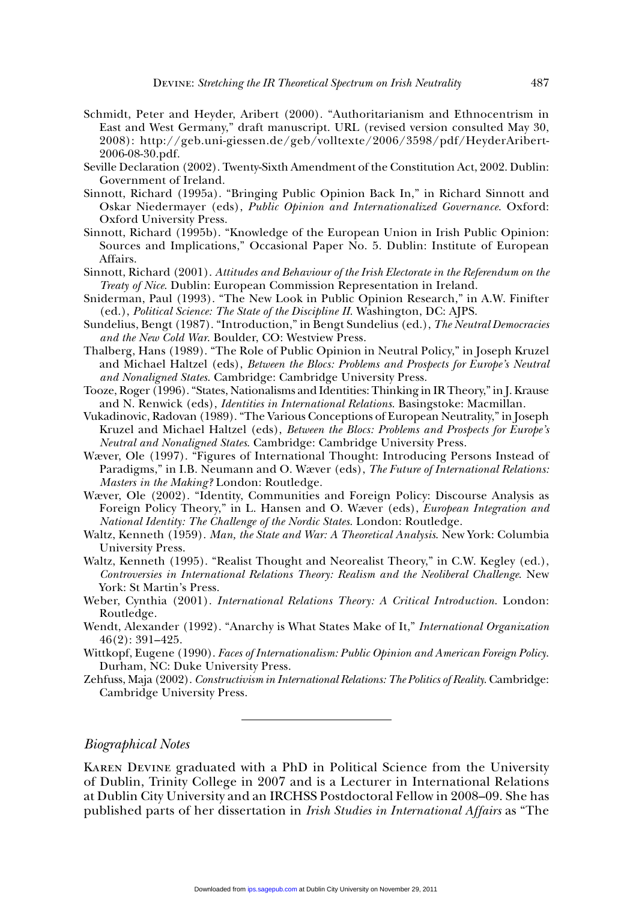Schmidt, Peter and Heyder, Aribert (2000). "Authoritarianism and Ethnocentrism in East and West Germany," draft manuscript. URL (revised version consulted May 30, 2008): http://geb.uni-giessen.de/geb/volltexte/2006/3598/pdf/HeyderAribert-2006-08-30.pdf.

Seville Declaration (2002). Twenty-Sixth Amendment of the Constitution Act, 2002. Dublin: Government of Ireland.

Sinnott, Richard (1995a). "Bringing Public Opinion Back In," in Richard Sinnott and Oskar Niedermayer (eds), *Public Opinion and Internationalized Governance*. Oxford: Oxford University Press.

Sinnott, Richard (1995b). "Knowledge of the European Union in Irish Public Opinion: Sources and Implications," Occasional Paper No. 5. Dublin: Institute of European Affairs.

Sinnott, Richard (2001). *Attitudes and Behaviour of the Irish Electorate in the Referendum on the Treaty of Nice*. Dublin: European Commission Representation in Ireland.

Sniderman, Paul (1993). "The New Look in Public Opinion Research," in A.W. Finifter (ed.), *Political Science: The State of the Discipline II*. Washington, DC: AJPS.

Sundelius, Bengt (1987). "Introduction," in Bengt Sundelius (ed.), *The Neutral Democracies and the New Cold War*. Boulder, CO: Westview Press.

Thalberg, Hans (1989). "The Role of Public Opinion in Neutral Policy," in Joseph Kruzel and Michael Haltzel (eds), *Between the Blocs: Problems and Prospects for Europe's Neutral and Nonaligned States*. Cambridge: Cambridge University Press.

Tooze, Roger (1996). "States, Nationalisms and Identities: Thinking in IR Theory," in J. Krause and N. Renwick (eds), *Identities in International Relations*. Basingstoke: Macmillan.

Vukadinovic, Radovan (1989). "The Various Conceptions of European Neutrality," in Joseph Kruzel and Michael Haltzel (eds), *Between the Blocs: Problems and Prospects for Europe's Neutral and Nonaligned States*. Cambridge: Cambridge University Press.

Wæver, Ole (1997). "Figures of International Thought: Introducing Persons Instead of Paradigms," in I.B. Neumann and O. Wæver (eds), *The Future of International Relations: Masters in the Making?* London: Routledge.

Wæver, Ole (2002). "Identity, Communities and Foreign Policy: Discourse Analysis as Foreign Policy Theory," in L. Hansen and O. Wæver (eds), *European Integration and National Identity: The Challenge of the Nordic States*. London: Routledge.

Waltz, Kenneth (1959). *Man, the State and War: A Theoretical Analysis*. New York: Columbia University Press.

Waltz, Kenneth (1995). "Realist Thought and Neorealist Theory," in C.W. Kegley (ed.), *Controversies in International Relations Theory: Realism and the Neoliberal Challenge*. New York: St Martin's Press.

Weber, Cynthia (2001). *International Relations Theory: A Critical Introduction*. London: Routledge.

Wendt, Alexander (1992). "Anarchy is What States Make of It," *International Organization* 46(2): 391–425.

Wittkopf, Eugene (1990). *Faces of Internationalism: Public Opinion and American Foreign Policy*. Durham, NC: Duke University Press.

Zehfuss, Maja (2002). *Constructivism in International Relations: The Politics of Reality*. Cambridge: Cambridge University Press.

---

## *Biographical Notes*

Karen Devine graduated with a PhD in Political Science from the University of Dublin, Trinity College in 2007 and is a Lecturer in International Relations at Dublin City University and an IRCHSS Postdoctoral Fellow in 2008–09. She has published parts of her dissertation in *Irish Studies in International Affairs* as "The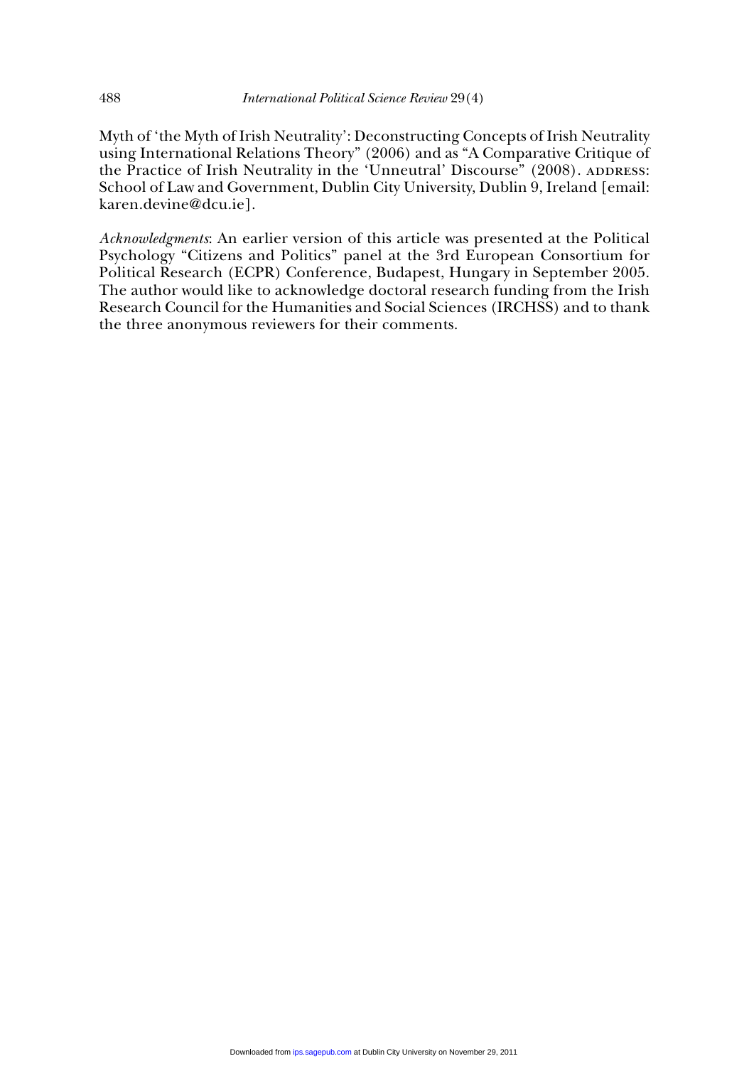Myth of 'the Myth of Irish Neutrality': Deconstructing Concepts of Irish Neutrality using International Relations Theory" (2006) and as "A Comparative Critique of the Practice of Irish Neutrality in the 'Unneutral' Discourse" (2008). ADDRESS: School of Law and Government, Dublin City University, Dublin 9, Ireland [email: karen.devine@dcu.ie].

*Acknowledgments*: An earlier version of this article was presented at the Political Psychology "Citizens and Politics" panel at the 3rd European Consortium for Political Research (ECPR) Conference, Budapest, Hungary in September 2005. The author would like to acknowledge doctoral research funding from the Irish Research Council for the Humanities and Social Sciences (IRCHSS) and to thank the three anonymous reviewers for their comments.